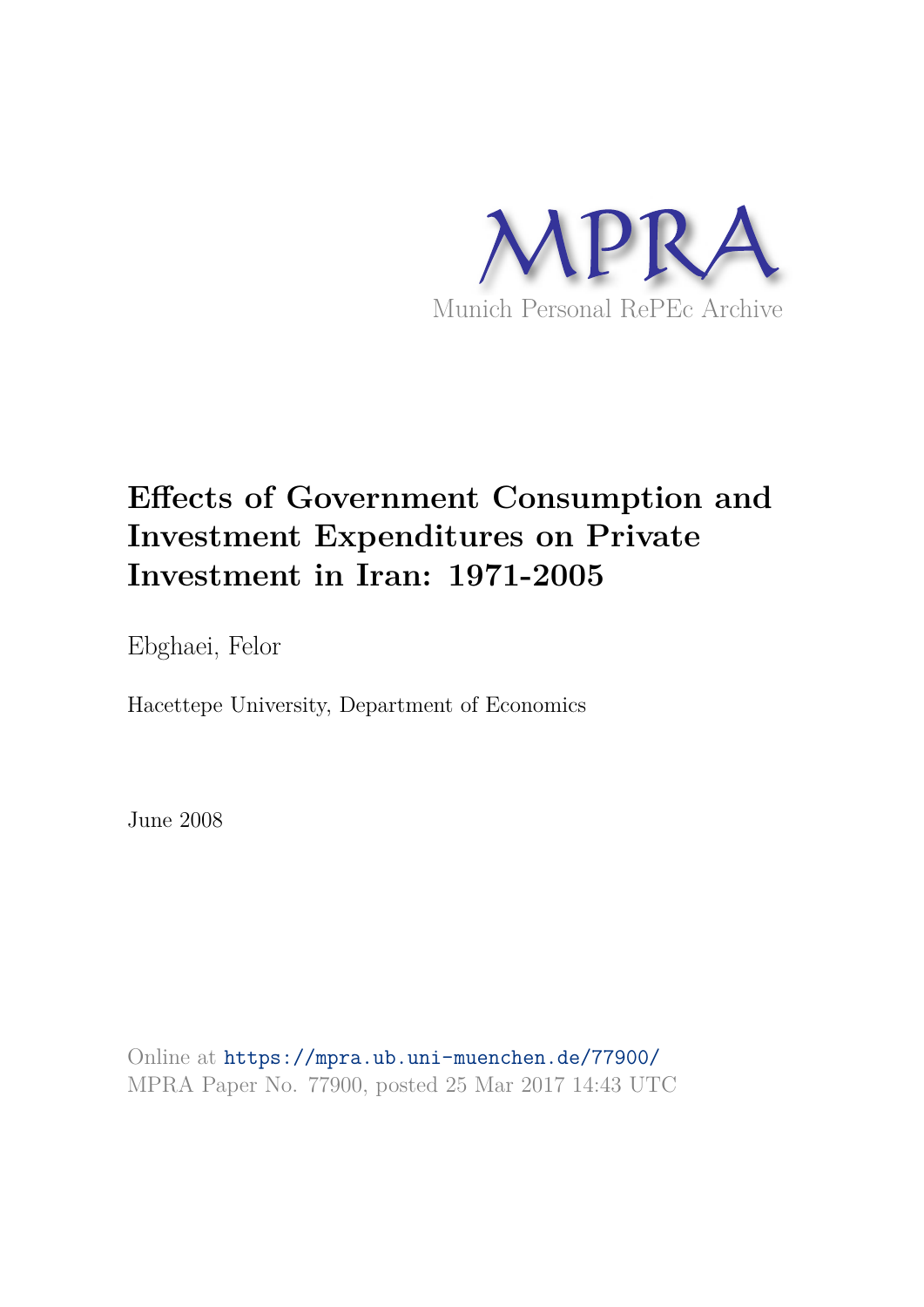MPRA

Munich Personal RePEc Archive

# Effects of Government Consumption and Investment Expenditures on Private Investment in Iran: 1971-2005

Ebghaei, Felor

Hacettepe University, Department of Economics

June 2008

Online at https://mpra.ub.uni-muenchen.de/77900/

MPRA Paper No. 77900, posted 25 Mar 2017 14:43 UTC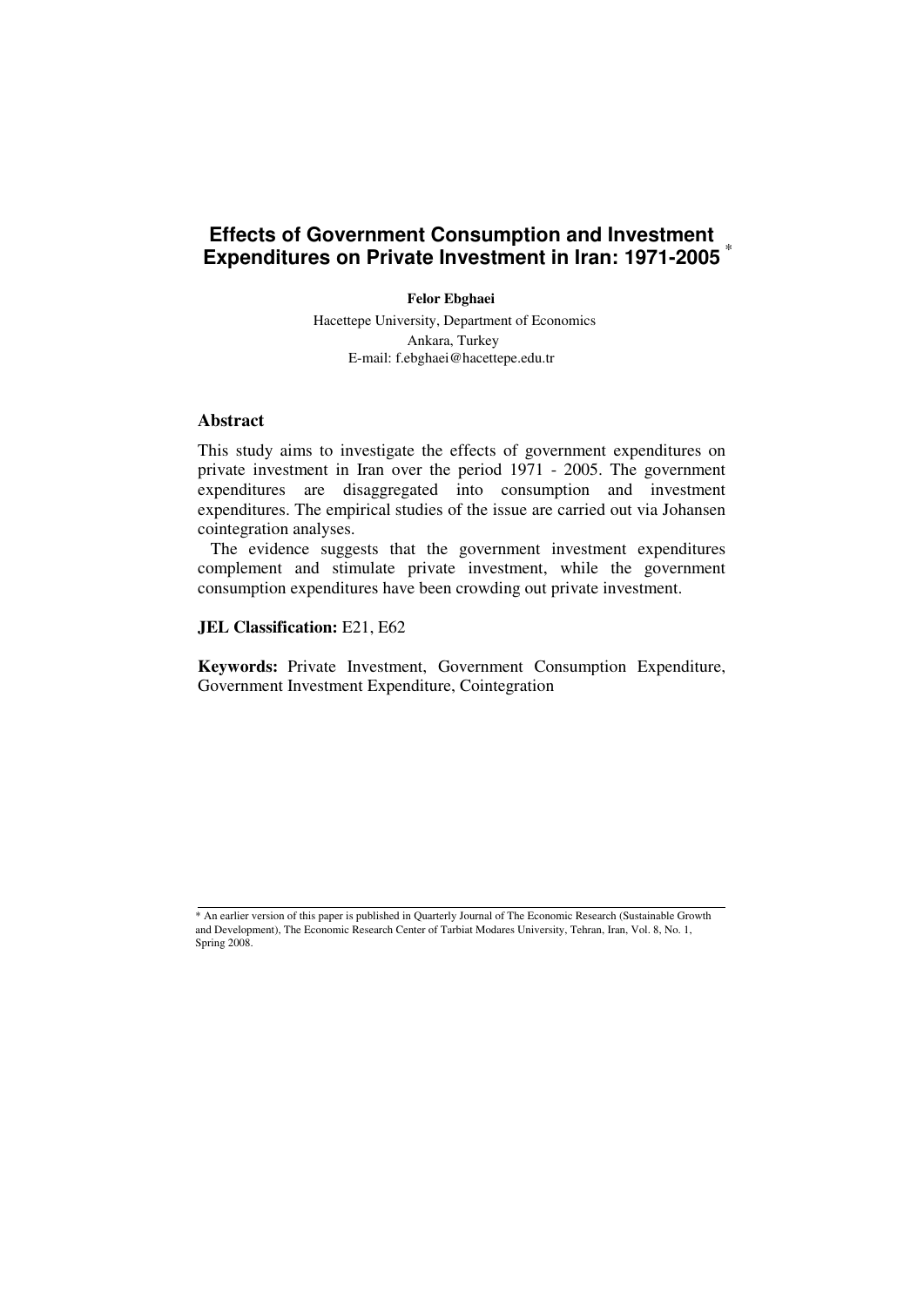# Effects of Government Consumption and Investment Expenditures on Private Investment in Iran: 1971-2005 *

**Felor Ebghaei**

Hacettepe University, Department of Economics
Ankara, Turkey
E-mail: f.ebghaei@hacettepe.edu.tr

## Abstract

This study aims to investigate the effects of government expenditures on private investment in Iran over the period 1971 - 2005. The government expenditures are disaggregated into consumption and investment expenditures. The empirical studies of the issue are carried out via Johansen cointegration analyses.

The evidence suggests that the government investment expenditures complement and stimulate private investment, while the government consumption expenditures have been crowding out private investment.

**JEL Classification:** E21, E62

**Keywords:** Private Investment, Government Consumption Expenditure, Government Investment Expenditure, Cointegration

---

* An earlier version of this paper is published in Quarterly Journal of The Economic Research (Sustainable Growth and Development), The Economic Research Center of Tarbiat Modares University, Tehran, Iran, Vol. 8, No. 1, Spring 2008.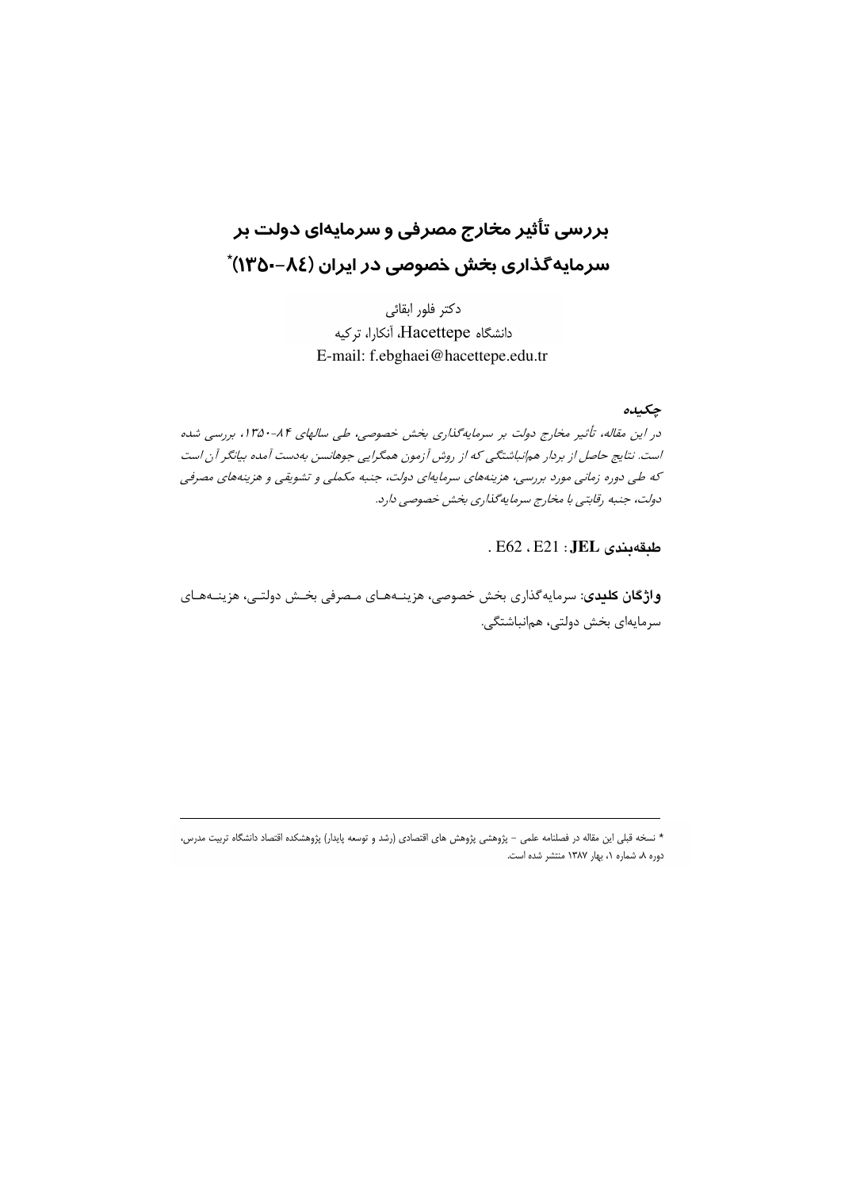# بررسی تأثیر مخارج مصرفی و سرمایه‌ای دولت بر سرمایه‌گذاری بخش خصوصی در ایران (۸۴-۱۳۵۰)*

دکتر فلور ابقائی

دانشگاه Hacettepe، آنکارا، ترکیه

E-mail: f.ebghaei@hacettepe.edu.tr

## چکیده

*در این مقاله، تأثیر مخارج دولت بر سرمایه‌گذاری بخش خصوصی، طی سالهای ۸۴-۱۳۵۰، بررسی شده است. نتایج حاصل از بردار هم‌انباشتگی که از روش آزمون همگرایی جوهانسن به‌دست آمده بیانگر آن است که طی دوره زمانی مورد بررسی، هزینه‌های سرمایه‌ای دولت، جنبه مکملی و تشویقی و هزینه‌های مصرفی دولت، جنبه رقابتی با مخارج سرمایه‌گذاری بخش خصوصی دارد.*

**طبقه‌بندی JEL**: E21 ، E62 .

**واژگان کلیدی**: سرمایه‌گذاری بخش خصوصی، هزینه‌های مصرفی بخش دولتی، هزینه‌های سرمایه‌ای بخش دولتی، هم‌انباشتگی.

---

* نسخه قبلی این مقاله در فصلنامه علمی - پژوهشی پژوهش های اقتصادی (رشد و توسعه پایدار) پژوهشکده اقتصاد دانشگاه تربیت مدرس، دوره ۸، شماره ۱، بهار ۱۳۸۷ منتشر شده است.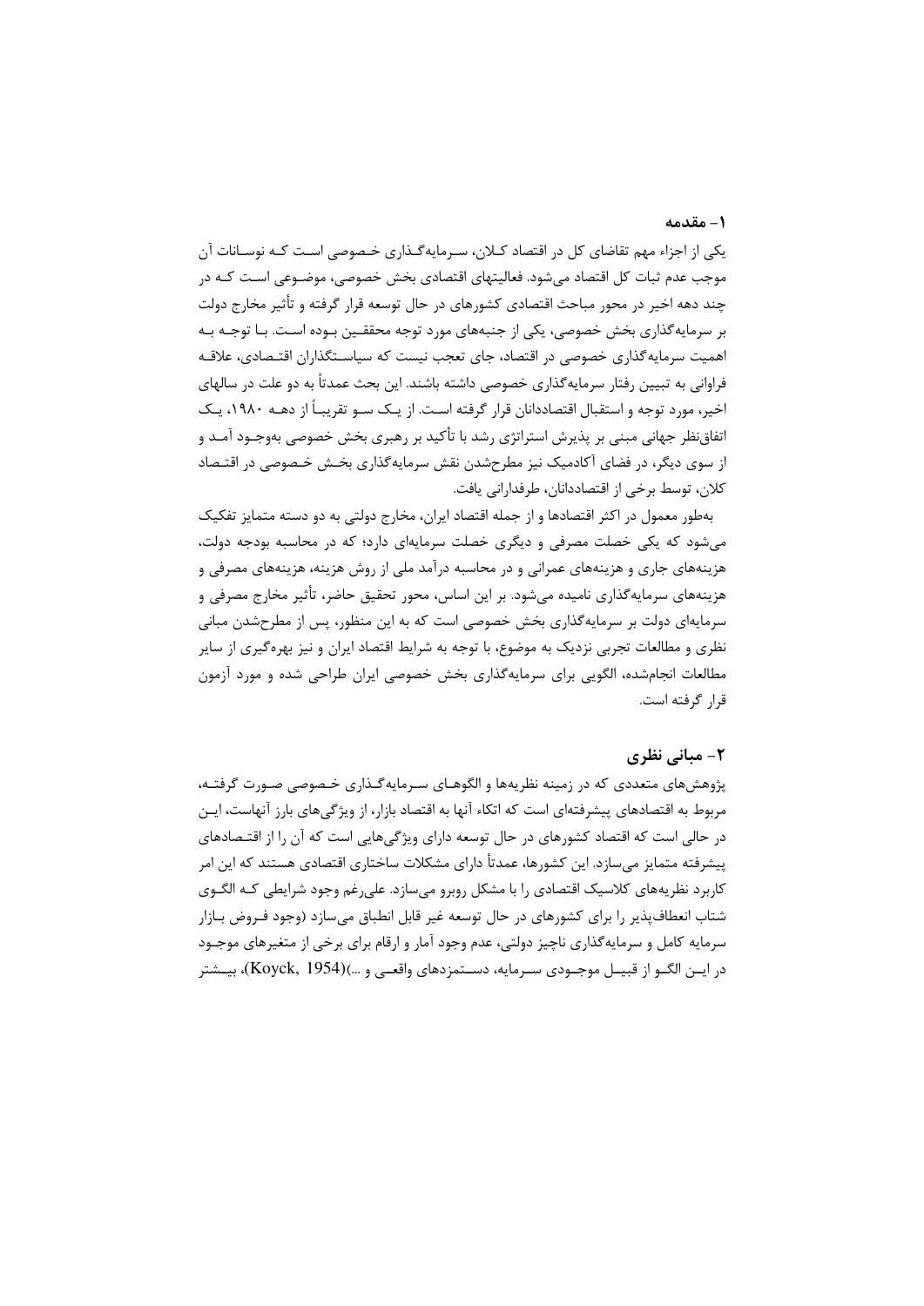## ۱- مقدمه

یکی از اجزاء مهم تقاضای کل در اقتصاد کلان، سرمایه‌گذاری خصوصی است که نوسانات آن موجب عدم ثبات کل اقتصاد می‌شود. فعالیتهای اقتصادی بخش خصوصی، موضوعی است که در چند دهه اخیر در محور مباحث اقتصادی کشورهای در حال توسعه قرار گرفته و تأثیر مخارج دولت بر سرمایه‌گذاری بخش خصوصی، یکی از جنبه‌های مورد توجه محققین بوده است. با توجه به اهمیت سرمایه‌گذاری خصوصی در اقتصاد، جای تعجب نیست که سیاستگذاران اقتصادی، علاقه فراوانی به تبیین رفتار سرمایه‌گذاری خصوصی داشته باشند. این بحث عمدتاً به دو علت در سالهای اخیر، مورد توجه و استقبال اقتصاددانان قرار گرفته است. از یک سو تقریباً از دهه ۱۹۸۰، یک اتفاق‌نظر جهانی مبنی بر پذیرش استراتژی رشد با تأکید بر رهبری بخش خصوصی به‌وجود آمد و از سوی دیگر، در فضای آکادمیک نیز مطرح‌شدن نقش سرمایه‌گذاری بخش خصوصی در اقتصاد کلان، توسط برخی از اقتصاددانان، طرفدارانی یافت.

به‌طور معمول در اکثر اقتصادها و از جمله اقتصاد ایران، مخارج دولتی به دو دسته متمایز تفکیک می‌شود که یکی خصلت مصرفی و دیگری خصلت سرمایه‌ای دارد؛ که در محاسبه بودجه دولت، هزینه‌های جاری و هزینه‌های عمرانی و در محاسبه درآمد ملی از روش هزینه، هزینه‌های مصرفی و هزینه‌های سرمایه‌گذاری نامیده می‌شود. بر این اساس، محور تحقیق حاضر، تأثیر مخارج مصرفی و سرمایه‌ای دولت بر سرمایه‌گذاری بخش خصوصی است که به این منظور، پس از مطرح‌شدن مبانی نظری و مطالعات تجربی نزدیک به موضوع، با توجه به شرایط اقتصاد ایران و نیز بهره‌گیری از سایر مطالعات انجام‌شده، الگویی برای سرمایه‌گذاری بخش خصوصی ایران طراحی شده و مورد آزمون قرار گرفته است.

## ۲- مبانی نظری

پژوهش‌های متعددی که در زمینه نظریه‌ها و الگوهای سرمایه‌گذاری خصوصی صورت گرفته، مربوط به اقتصادهای پیشرفته‌ای است که اتکاء آنها به اقتصاد بازار، از ویژگی‌های بارز آنهاست، این در حالی است که اقتصاد کشورهای در حال توسعه دارای ویژگی‌هایی است که آن را از اقتصادهای پیشرفته متمایز می‌سازد. این کشورها، عمدتاً دارای مشکلات ساختاری اقتصادی هستند که این امر کاربرد نظریه‌های کلاسیک اقتصادی را با مشکل روبرو می‌سازد. علی‌رغم وجود شرایطی که الگوی شتاب انعطاف‌پذیر را برای کشورهای در حال توسعه غیر قابل انطباق می‌سازد (وجود فروض بازار سرمایه کامل و سرمایه‌گذاری ناچیز دولتی، عدم وجود آمار و ارقام برای برخی از متغیرهای موجود در این الگو از قبیل موجودی سرمایه، دستمزدهای واقعی و ...)(Koyck, 1954)، بیشتر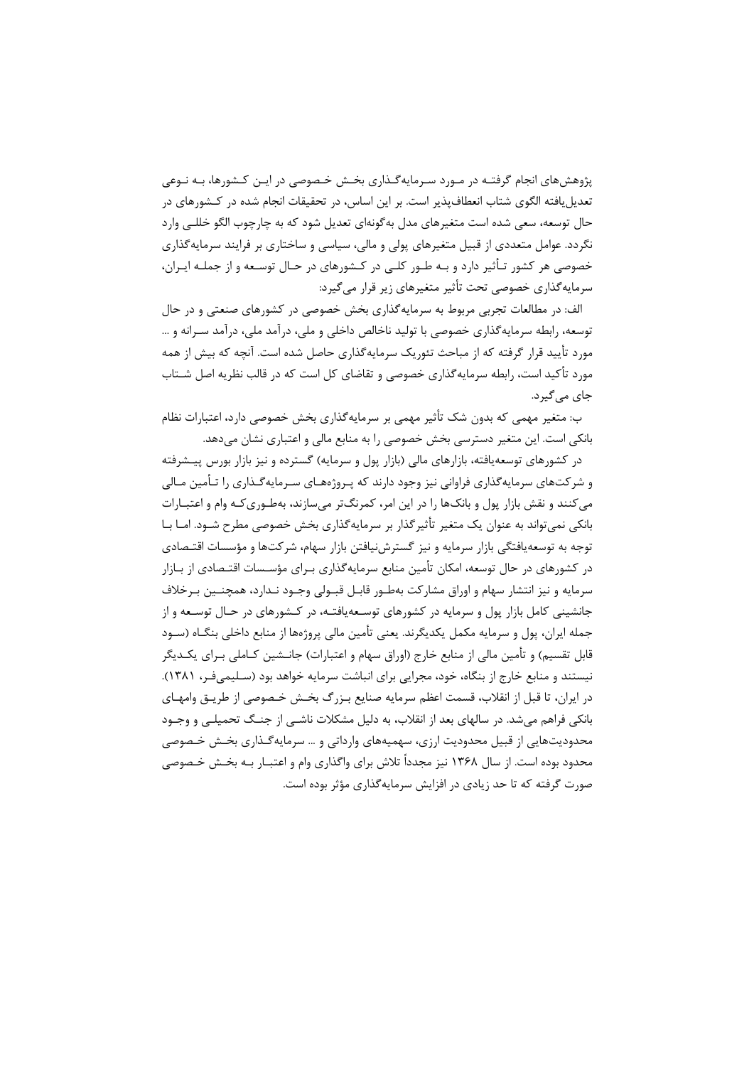پژوهش‌های انجام گرفته در مورد سرمایه‌گذاری بخش خصوصی در این کشورها، به نوعی تعدیل‌یافته الگوی شتاب انعطاف‌پذیر است. بر این اساس، در تحقیقات انجام شده در کشورهای در حال توسعه، سعی شده است متغیرهای مدل به‌گونه‌ای تعدیل شود که به چارچوب الگو خللی وارد نگردد. عوامل متعددی از قبیل متغیرهای پولی و مالی، سیاسی و ساختاری بر فرایند سرمایه‌گذاری خصوصی هر کشور تأثیر دارد و به طور کلی در کشورهای در حال توسعه و از جمله ایران، سرمایه‌گذاری خصوصی تحت تأثیر متغیرهای زیر قرار می‌گیرد:

الف: در مطالعات تجربی مربوط به سرمایه‌گذاری بخش خصوصی در کشورهای صنعتی و در حال توسعه، رابطه سرمایه‌گذاری خصوصی با تولید ناخالص داخلی و ملی، درآمد ملی، درآمد سرانه و ... مورد تأیید قرار گرفته که از مباحث تئوریک سرمایه‌گذاری حاصل شده است. آنچه که بیش از همه مورد تأکید است، رابطه سرمایه‌گذاری خصوصی و تقاضای کل است که در قالب نظریه اصل شتاب جای می‌گیرد.

ب: متغیر مهمی که بدون شک تأثیر مهمی بر سرمایه‌گذاری بخش خصوصی دارد، اعتبارات نظام بانکی است. این متغیر دسترسی بخش خصوصی را به منابع مالی و اعتباری نشان می‌دهد.

در کشورهای توسعه‌یافته، بازارهای مالی (بازار پول و سرمایه) گسترده و نیز بازار بورس پیشرفته و شرکت‌های سرمایه‌گذاری فراوانی نیز وجود دارند که پروژه‌های سرمایه‌گذاری را تأمین مالی می‌کنند و نقش بازار پول و بانک‌ها را در این امر، کمرنگ‌تر می‌سازند، به‌طوری‌که وام و اعتبارات بانکی نمی‌تواند به عنوان یک متغیر تأثیرگذار بر سرمایه‌گذاری بخش خصوصی مطرح شود. اما با توجه به توسعه‌یافتگی بازار سرمایه و نیز گسترش‌نیافتن بازار سهام، شرکت‌ها و مؤسسات اقتصادی در کشورهای در حال توسعه، امکان تأمین منابع سرمایه‌گذاری برای مؤسسات اقتصادی از بازار سرمایه و نیز انتشار سهام و اوراق مشارکت به‌طور قابل قبولی وجود ندارد، همچنین برخلاف جانشینی کامل بازار پول و سرمایه در کشورهای توسعه‌یافته، در کشورهای در حال توسعه و از جمله ایران، پول و سرمایه مکمل یکدیگرند. یعنی تأمین مالی پروژه‌ها از منابع داخلی بنگاه (سود قابل تقسیم) و تأمین مالی از منابع خارج (اوراق سهام و اعتبارات) جانشین کاملی برای یکدیگر نیستند و منابع خارج از بنگاه، خود، مجرایی برای انباشت سرمایه خواهد بود (سلیمی‌فر، ۱۳۸۱). در ایران، تا قبل از انقلاب، قسمت اعظم سرمایه صنایع بزرگ بخش خصوصی از طریق وامهای بانکی فراهم می‌شد. در سالهای بعد از انقلاب، به دلیل مشکلات ناشی از جنگ تحمیلی و وجود محدودیت‌هایی از قبیل محدودیت ارزی، سهمیه‌های وارداتی و ... سرمایه‌گذاری بخش خصوصی محدود بوده است. از سال ۱۳۶۸ نیز مجدداً تلاش برای واگذاری وام و اعتبار به بخش خصوصی صورت گرفته که تا حد زیادی در افزایش سرمایه‌گذاری مؤثر بوده است.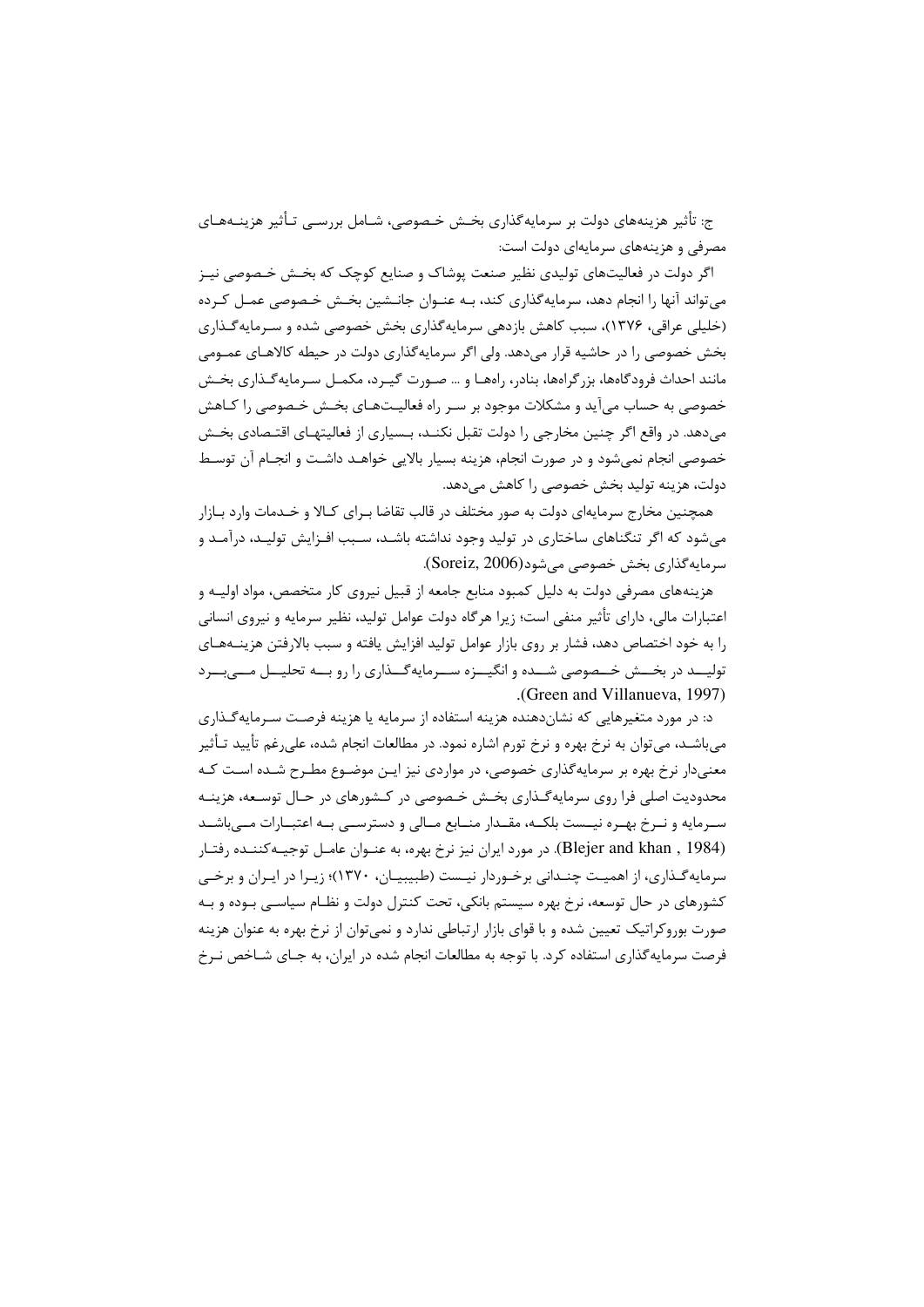ج: تأثیر هزینه‌های دولت بر سرمایه‌گذاری بخش خصوصی، شامل بررسی تأثیر هزینه‌های مصرفی و هزینه‌های سرمایه‌ای دولت است:

اگر دولت در فعالیت‌های تولیدی نظیر صنعت پوشاک و صنایع کوچک که بخش خصوصی نیز می‌تواند آنها را انجام دهد، سرمایه‌گذاری کند، به عنوان جانشین بخش خصوصی عمل کرده (خلیلی عراقی، ۱۳۷۶)، سبب کاهش بازدهی سرمایه‌گذاری بخش خصوصی شده و سرمایه‌گذاری بخش خصوصی را در حاشیه قرار می‌دهد. ولی اگر سرمایه‌گذاری دولت در حیطه کالاهای عمومی مانند احداث فرودگاه‌ها، بزرگراه‌ها، بنادر، راه‌ها و ... صورت گیرد، مکمل سرمایه‌گذاری بخش خصوصی به حساب می‌آید و مشکلات موجود بر سر راه فعالیت‌های بخش خصوصی را کاهش می‌دهد. در واقع اگر چنین مخارجی را دولت تقبل نکند، بسیاری از فعالیتهای اقتصادی بخش خصوصی انجام نمی‌شود و در صورت انجام، هزینه بسیار بالایی خواهد داشت و انجام آن توسط دولت، هزینه تولید بخش خصوصی را کاهش می‌دهد.

همچنین مخارج سرمایه‌ای دولت به صور مختلف در قالب تقاضا برای کالا و خدمات وارد بازار می‌شود که اگر تنگناهای ساختاری در تولید وجود نداشته باشد، سبب افزایش تولید، درآمد و سرمایه‌گذاری بخش خصوصی می‌شود(Soreiz, 2006).

هزینه‌های مصرفی دولت به دلیل کمبود منابع جامعه از قبیل نیروی کار متخصص، مواد اولیه و اعتبارات مالی، دارای تأثیر منفی است؛ زیرا هرگاه دولت عوامل تولید، نظیر سرمایه و نیروی انسانی را به خود اختصاص دهد، فشار بر روی بازار عوامل تولید افزایش یافته و سبب بالارفتن هزینه‌های تولید در بخش خصوصی شده و انگیزه سرمایه‌گذاری را رو به تحلیل می‌برد (Green and Villanueva, 1997).

د: در مورد متغیرهایی که نشان‌دهنده هزینه استفاده از سرمایه یا هزینه فرصت سرمایه‌گذاری می‌باشد، می‌توان به نرخ بهره و نرخ تورم اشاره نمود. در مطالعات انجام شده، علی‌رغم تأیید تأثیر معنی‌دار نرخ بهره بر سرمایه‌گذاری خصوصی، در مواردی نیز این موضوع مطرح شده است که محدودیت اصلی فرا روی سرمایه‌گذاری بخش خصوصی در کشورهای در حال توسعه، هزینه سرمایه و نرخ بهره نیست بلکه، مقدار منابع مالی و دسترسی به اعتبارات می‌باشد (Blejer and khan , 1984). در مورد ایران نیز نرخ بهره، به عنوان عامل توجیه‌کننده رفتار سرمایه‌گذاری، از اهمیت چندانی برخوردار نیست (طبیبیان، ۱۳۷۰)؛ زیرا در ایران و برخی کشورهای در حال توسعه، نرخ بهره سیستم بانکی، تحت کنترل دولت و نظام سیاسی بوده و به صورت بوروکراتیک تعیین شده و با قوای بازار ارتباطی ندارد و نمی‌توان از نرخ بهره به عنوان هزینه فرصت سرمایه‌گذاری استفاده کرد. با توجه به مطالعات انجام شده در ایران، به جای شاخص نرخ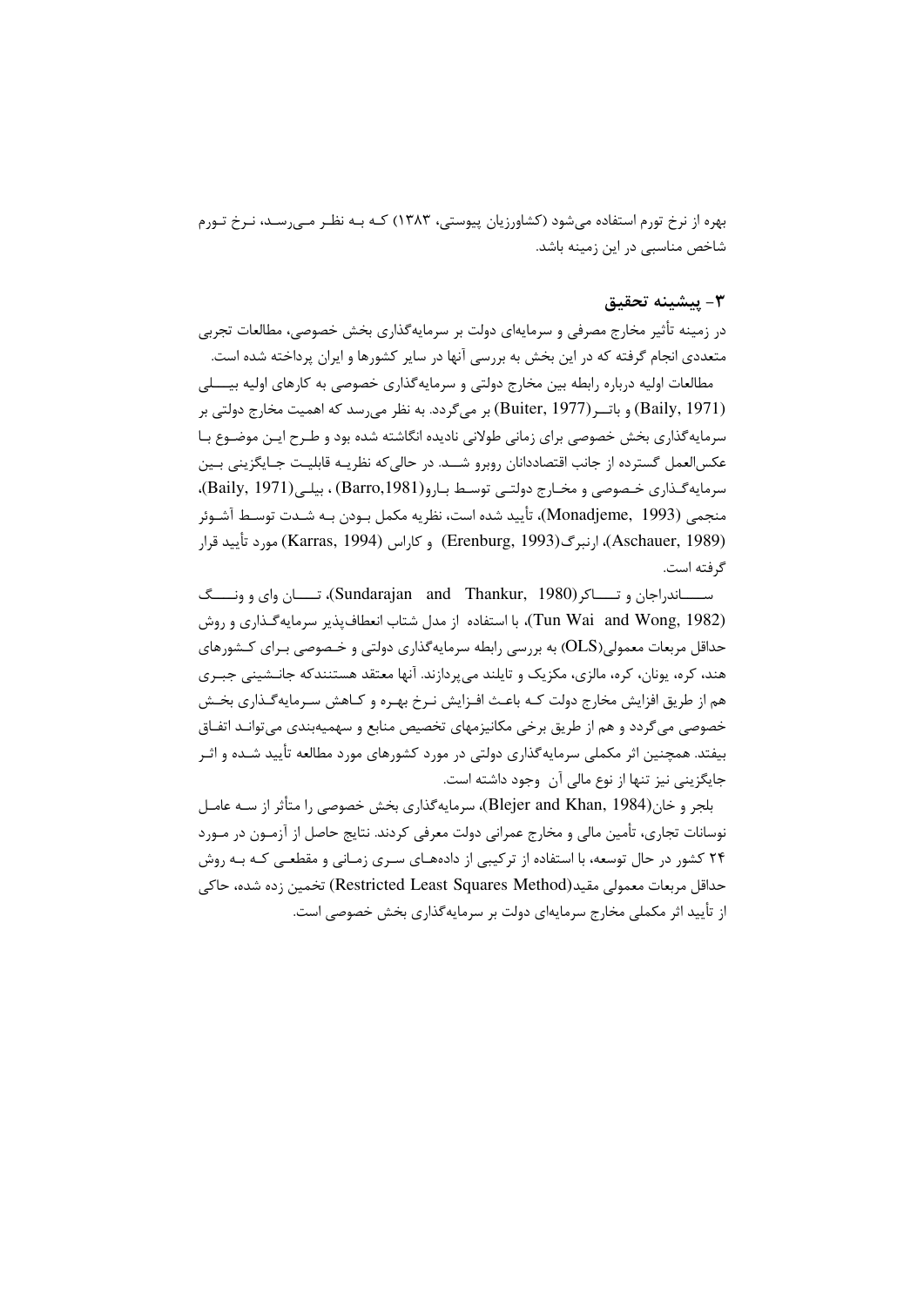بهره از نرخ تورم استفاده می‌شود (کشاورزیان پیوستی، ۱۳۸۳) که به نظر می‌رسد، نرخ تورم شاخص مناسبی در این زمینه باشد.

## ۳- پیشینه تحقیق

در زمینه تأثیر مخارج مصرفی و سرمایه‌ای دولت بر سرمایه‌گذاری بخش خصوصی، مطالعات تجربی متعددی انجام گرفته که در این بخش به بررسی آنها در سایر کشورها و ایران پرداخته شده است.

مطالعات اولیه درباره رابطه بین مخارج دولتی و سرمایه‌گذاری خصوصی به کارهای اولیه بیلی (Baily, 1971) و باتر (Buiter, 1977) بر می‌گردد. به نظر می‌رسد که اهمیت مخارج دولتی بر سرمایه‌گذاری بخش خصوصی برای زمانی طولانی نادیده انگاشته شده بود و طرح این موضوع با عکس‌العمل گسترده از جانب اقتصاددانان روبرو شد. در حالی‌که نظریه قابلیت جایگزینی بین سرمایه‌گذاری خصوصی و مخارج دولتی توسط بارو(Barro,1981) ، بیلی(Baily, 1971)، منجمی (Monadjeme, 1993)، تأیید شده است، نظریه مکمل بودن به شدت توسط آشوئر (Aschauer, 1989)، ارنبرگ(Erenburg, 1993) و کاراس (Karras, 1994) مورد تأیید قرار گرفته است.

ساندراجان و تاکر(Sundarajan and Thankur, 1980)، تان وای و ونگ (Tun Wai and Wong, 1982)، با استفاده از مدل شتاب انعطاف‌پذیر سرمایه‌گذاری و روش حداقل مربعات معمولی(OLS) به بررسی رابطه سرمایه‌گذاری دولتی و خصوصی برای کشورهای هند، کره، یونان، کره، مالزی، مکزیک و تایلند می‌پردازند. آنها معتقد هستندکه جانشینی جبری هم از طریق افزایش مخارج دولت که باعث افزایش نرخ بهره و کاهش سرمایه‌گذاری بخش خصوصی می‌گردد و هم از طریق برخی مکانیزمهای تخصیص منابع و سهمیه‌بندی می‌تواند اتفاق بیفتد. همچنین اثر مکملی سرمایه‌گذاری دولتی در مورد کشورهای مورد مطالعه تأیید شده و اثر جایگزینی نیز تنها از نوع مالی آن وجود داشته است.

بلجر و خان(Blejer and Khan, 1984)، سرمایه‌گذاری بخش خصوصی را متأثر از سه عامل نوسانات تجاری، تأمین مالی و مخارج عمرانی دولت معرفی کردند. نتایج حاصل از آزمون در مورد ۲۴ کشور در حال توسعه، با استفاده از ترکیبی از داده‌های سری زمانی و مقطعی که به روش حداقل مربعات معمولی مقید(Restricted Least Squares Method) تخمین زده شده، حاکی از تأیید اثر مکملی مخارج سرمایه‌ای دولت بر سرمایه‌گذاری بخش خصوصی است.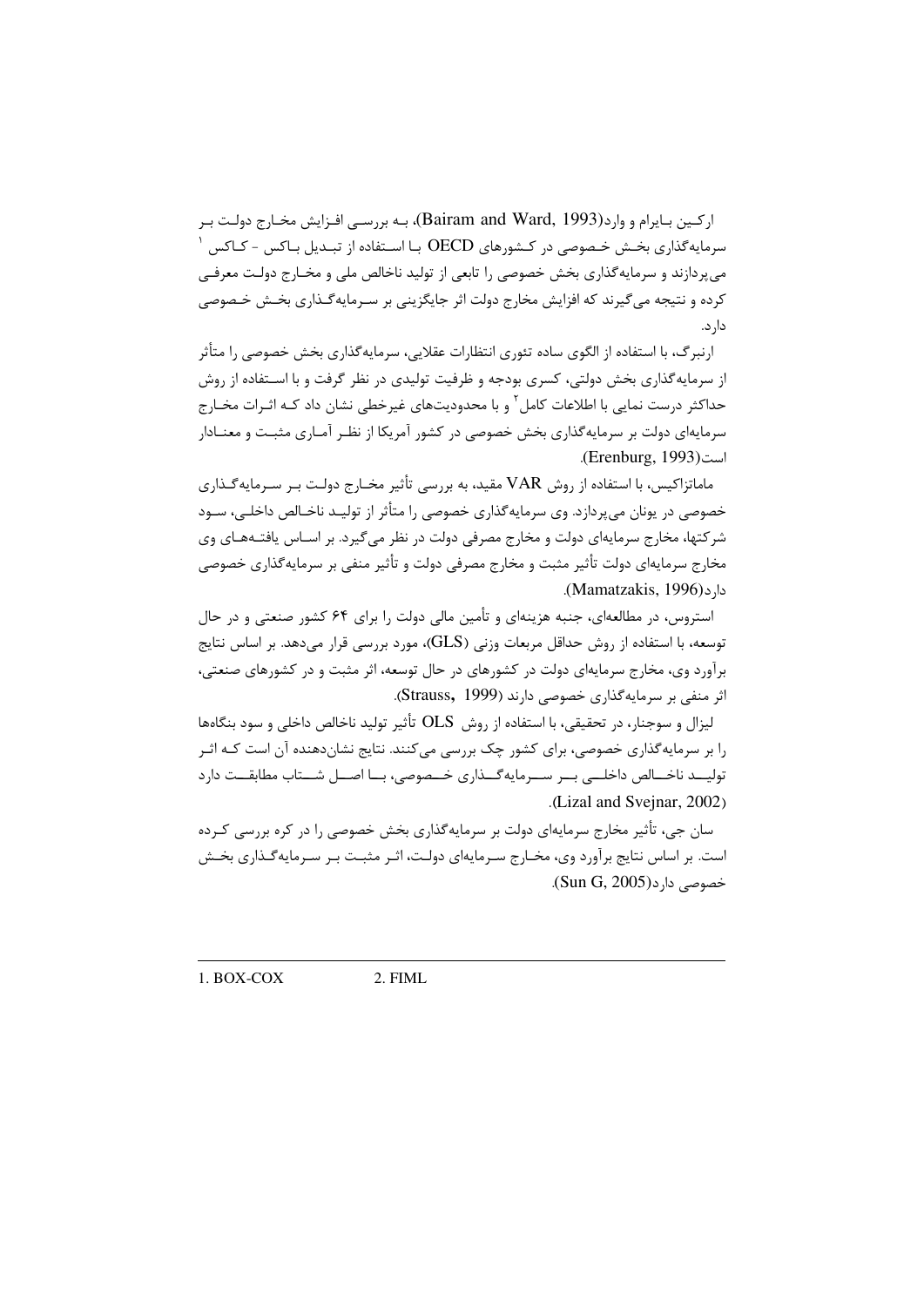ارکین بـایرام و وارد(Bairam and Ward, 1993)، بـه بررسـی افـزایش مخـارج دولـت بـر سرمایه‌گذاری بخـش خـصوصی در کـشورهای OECD بـا اسـتفاده از تبـدیل بـاکس - کـاکس [1] می‌پردازند و سرمایه‌گذاری بخش خصوصی را تابعی از تولید ناخالص ملی و مخـارج دولـت معرفـی کرده و نتیجه می‌گیرند که افزایش مخارج دولت اثر جایگزینی بر سـرمایه‌گـذاری بخـش خـصوصی دارد.

ارنبرگ، با استفاده از الگوی ساده تئوری انتظارات عقلایی، سرمایه‌گذاری بخش خصوصی را متأثر از سرمایه‌گذاری بخش دولتی، کسری بودجه و ظرفیت تولیدی در نظر گرفت و با اسـتفاده از روش حداکثر درست نمایی با اطلاعات کامل [2] و با محدودیت‌های غیرخطی نشان داد کـه اثـرات مخـارج سرمایه‌ای دولت بر سرمایه‌گذاری بخش خصوصی در کشور آمریکا از نظـر آمـاری مثبـت و معنـادار است(Erenburg, 1993).

ماماتزاکیس، با استفاده از روش VAR مقید، به بررسی تأثیر مخـارج دولـت بـر سـرمایه‌گـذاری خصوصی در یونان می‌پردازد. وی سرمایه‌گذاری خصوصی را متأثر از تولیـد ناخـالص داخلـی، سـود شرکتها، مخارج سرمایه‌ای دولت و مخارج مصرفی دولت در نظر می‌گیرد. بر اسـاس یافتـه‌هـای وی مخارج سرمایه‌ای دولت تأثیر مثبت و مخارج مصرفی دولت و تأثیر منفی بر سرمایه‌گذاری خصوصی دارد(Mamatzakis, 1996).

استروس، در مطالعه‌ای، جنبه هزینه‌ای و تأمین مالی دولت را برای ۶۴ کشور صنعتی و در حال توسعه، با استفاده از روش حداقل مربعات وزنی (GLS)، مورد بررسی قرار می‌دهد. بر اساس نتایج برآورد وی، مخارج سرمایه‌ای دولت در کشورهای در حال توسعه، اثر مثبت و در کشورهای صنعتی، اثر منفی بر سرمایه‌گذاری خصوصی دارند (Strauss, 1999).

لیزال و سوجنار، در تحقیقی، با استفاده از روش OLS تأثیر تولید ناخالص داخلی و سود بنگاه‌ها را بر سرمایه‌گذاری خصوصی، برای کشور چک بررسی می‌کنند. نتایج نشان‌دهنده آن است کـه اثـر تولیـد ناخـالص داخلـی بـر سـرمایه‌گـذاری خـصوصی، بـا اصـل شـتاب مطابقـت دارد (Lizal and Svejnar, 2002).

سان جی، تأثیر مخارج سرمایه‌ای دولت بر سرمایه‌گذاری بخش خصوصی را در کره بررسی کـرده است. بر اساس نتایج برآورد وی، مخـارج سـرمایه‌ای دولـت، اثـر مثبـت بـر سـرمایه‌گـذاری بخـش خصوصی دارد(Sun G, 2005).

---

1. BOX-COX
2. FIML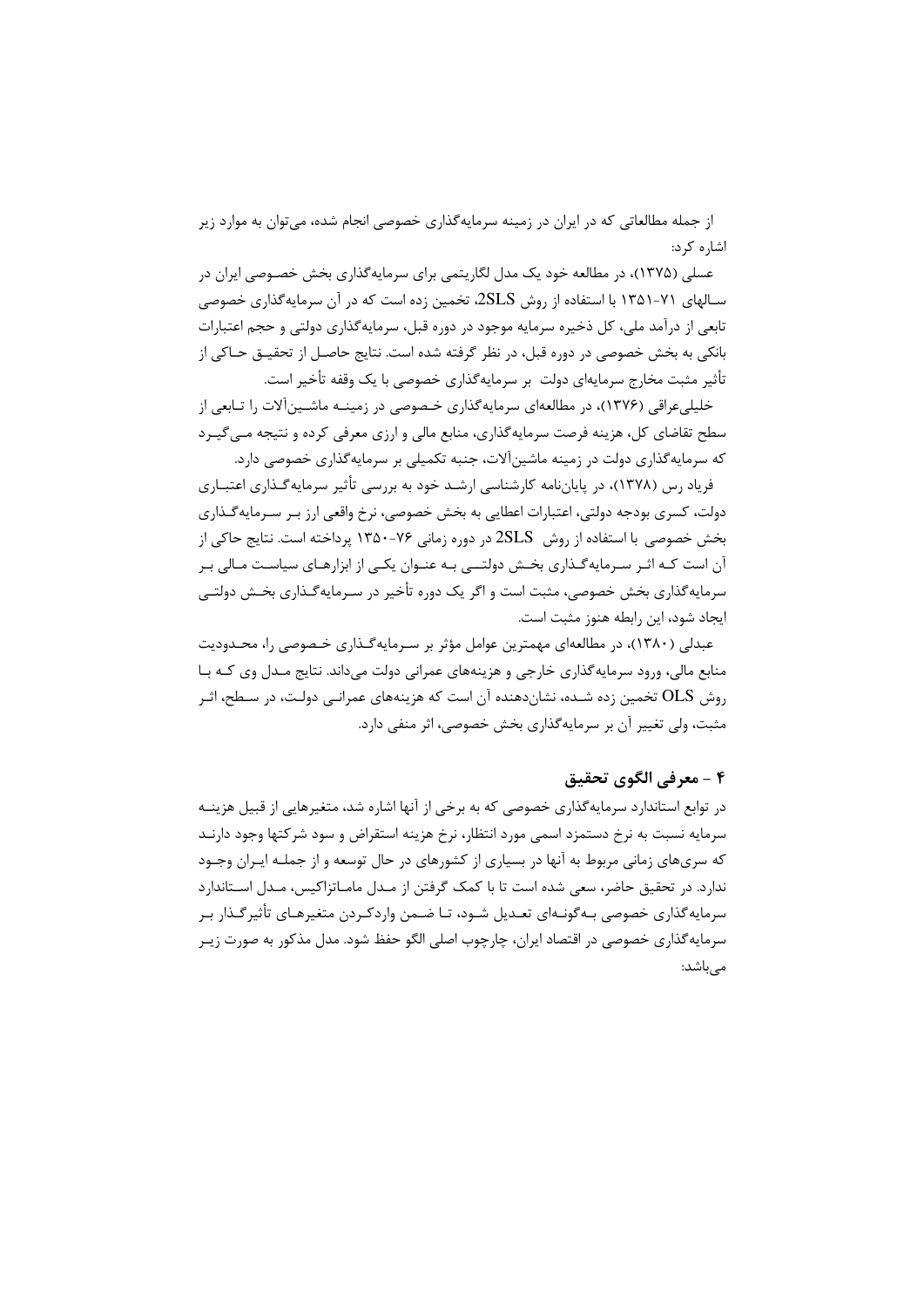از جمله مطالعاتی که در ایران در زمینه سرمایه‌گذاری خصوصی انجام شده، می‌توان به موارد زیر اشاره کرد:

عسلی (۱۳۷۵)، در مطالعه خود یک مدل لگاریتمی برای سرمایه‌گذاری بخش خصوصی ایران در سالهای ۷۱-۱۳۵۱ با استفاده از روش 2SLS، تخمین زده است که در آن سرمایه‌گذاری خصوصی تابعی از درآمد ملی، کل ذخیره سرمایه موجود در دوره قبل، سرمایه‌گذاری دولتی و حجم اعتبارات بانکی به بخش خصوصی در دوره قبل، در نظر گرفته شده است. نتایج حاصل از تحقیق حاکی از تأثیر مثبت مخارج سرمایه‌ای دولت بر سرمایه‌گذاری خصوصی با یک وقفه تأخیر است.

خلیلی‌عراقی (۱۳۷۶)، در مطالعه‌ای سرمایه‌گذاری خصوصی در زمینه ماشین‌آلات را تابعی از سطح تقاضای کل، هزینه فرصت سرمایه‌گذاری، منابع مالی و ارزی معرفی کرده و نتیجه می‌گیرد که سرمایه‌گذاری دولت در زمینه ماشین‌آلات، جنبه تکمیلی بر سرمایه‌گذاری خصوصی دارد.

فریاد رس (۱۳۷۸)، در پایان‌نامه کارشناسی ارشد خود به بررسی تأثیر سرمایه‌گذاری اعتباری دولت، کسری بودجه دولتی، اعتبارات اعطایی به بخش خصوصی، نرخ واقعی ارز بر سرمایه‌گذاری بخش خصوصی با استفاده از روش 2SLS در دوره زمانی ۷۶-۱۳۵۰ پرداخته است. نتایج حاکی از آن است که اثر سرمایه‌گذاری بخش دولتی به عنوان یکی از ابزارهای سیاست مالی بر سرمایه‌گذاری بخش خصوصی، مثبت است و اگر یک دوره تأخیر در سرمایه‌گذاری بخش دولتی ایجاد شود، این رابطه هنوز مثبت است.

عبدلی (۱۳۸۰)، در مطالعه‌ای مهمترین عوامل مؤثر بر سرمایه‌گذاری خصوصی را، محدودیت منابع مالی، ورود سرمایه‌گذاری خارجی و هزینه‌های عمرانی دولت می‌داند. نتایج مدل وی که با روش OLS تخمین زده شده، نشان‌دهنده آن است که هزینه‌های عمرانی دولت، در سطح، اثر مثبت، ولی تغییر آن بر سرمایه‌گذاری بخش خصوصی، اثر منفی دارد.

## ۴ - معرفی الگوی تحقیق

در توابع استاندارد سرمایه‌گذاری خصوصی که به برخی از آنها اشاره شد، متغیرهایی از قبیل هزینه سرمایه نسبت به نرخ دستمزد اسمی مورد انتظار، نرخ هزینه استقراض و سود شرکتها وجود دارند که سری‌های زمانی مربوط به آنها در بسیاری از کشورهای در حال توسعه و از جمله ایران وجود ندارد. در تحقیق حاضر، سعی شده است تا با کمک گرفتن از مدل ماماتزاکیس، مدل استاندارد سرمایه‌گذاری خصوصی به‌گونه‌ای تعدیل شود، تا ضمن واردکردن متغیرهای تأثیرگذار بر سرمایه‌گذاری خصوصی در اقتصاد ایران، چارچوب اصلی الگو حفظ شود. مدل مذکور به صورت زیر می‌باشد: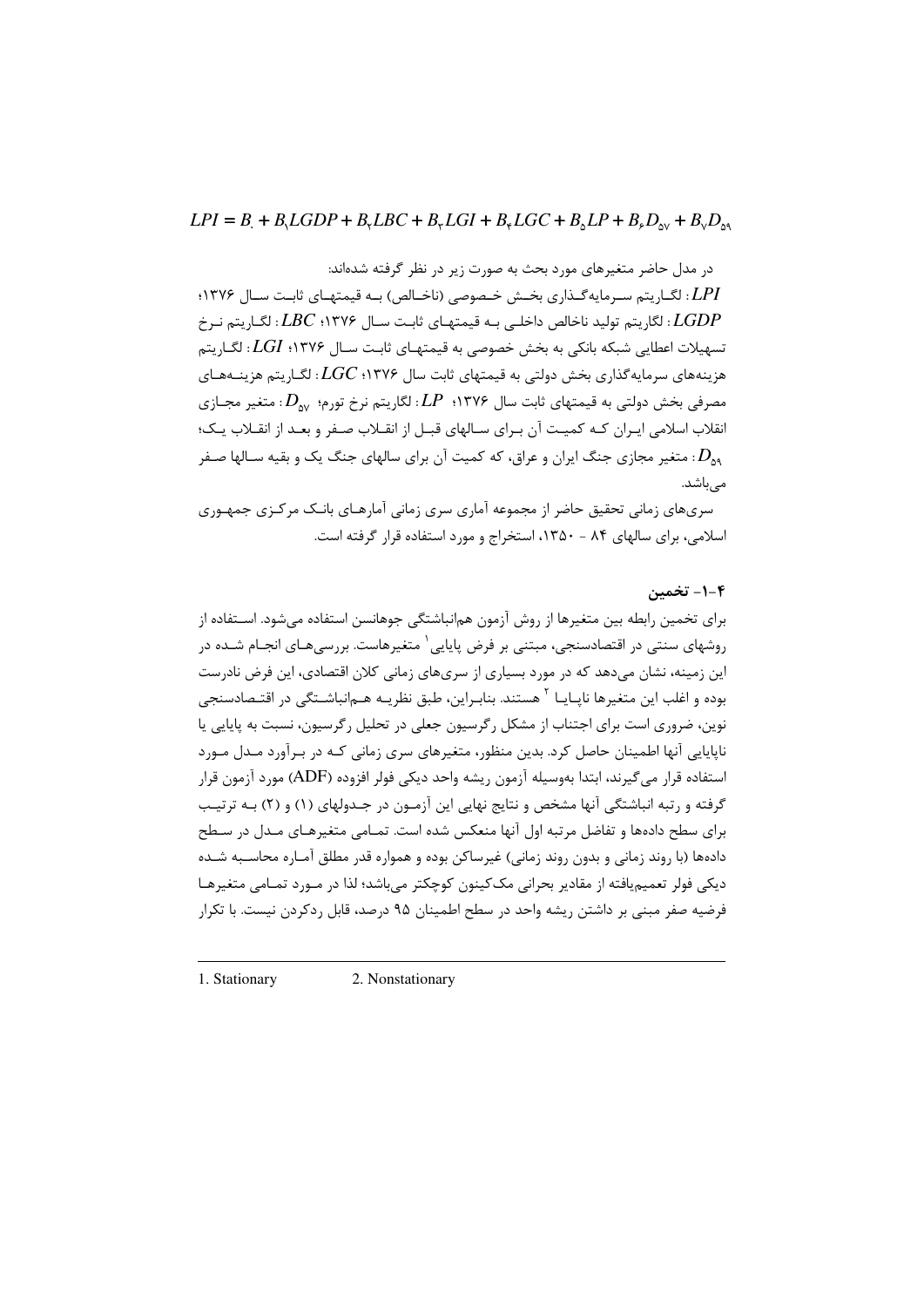$$LPI = B_0 + B_1 LGDP + B_2 LBC + B_3 LGI + B_4 LGC + B_5 LP + B_6 D_{57} + B_7 D_{59}$$

در مدل حاضر متغیرهای مورد بحث به صورت زیر در نظر گرفته شده‌اند:

$LPI$: لگاریتم سرمایه‌گذاری بخش خصوصی (ناخالص) به قیمتهای ثابت سال ۱۳۷۶؛ $LGDP$: لگاریتم تولید ناخالص داخلی به قیمتهای ثابت سال ۱۳۷۶؛ $LBC$: لگاریتم نرخ تسهیلات اعطایی شبکه بانکی به بخش خصوصی به قیمتهای ثابت سال ۱۳۷۶؛ $LGI$: لگاریتم هزینه‌های سرمایه‌گذاری بخش دولتی به قیمتهای ثابت سال ۱۳۷۶؛ $LGC$: لگاریتم هزینه‌های مصرفی بخش دولتی به قیمتهای ثابت سال ۱۳۷۶؛ $LP$: لگاریتم نرخ تورم؛ $D_{57}$: متغیر مجازی انقلاب اسلامی ایران که کمیت آن برای سالهای قبل از انقلاب صفر و بعد از انقلاب یک؛ $D_{59}$: متغیر مجازی جنگ ایران و عراق، که کمیت آن برای سالهای جنگ یک و بقیه سالها صفر می‌باشد.

سری‌های زمانی تحقیق حاضر از مجموعه آماری سری زمانی آمارهای بانک مرکزی جمهوری اسلامی، برای سالهای ۸۴ - ۱۳۵۰، استخراج و مورد استفاده قرار گرفته است.

### ۴-۱- تخمین

برای تخمین رابطه بین متغیرها از روش آزمون هم‌انباشتگی جوهانسن استفاده می‌شود. استفاده از روشهای سنتی در اقتصادسنجی، مبتنی بر فرض پایایی[1] متغیرهاست. بررسی‌های انجام شده در این زمینه، نشان می‌دهد که در مورد بسیاری از سری‌های زمانی کلان اقتصادی، این فرض نادرست بوده و اغلب این متغیرها ناپایا[2] هستند. بنابراین، طبق نظریه هم‌انباشتگی در اقتصادسنجی نوین، ضروری است برای اجتناب از مشکل رگرسیون جعلی در تحلیل رگرسیون، نسبت به پایایی یا ناپایایی آنها اطمینان حاصل کرد. بدین منظور، متغیرهای سری زمانی که در برآورد مدل مورد استفاده قرار می‌گیرند، ابتدا به‌وسیله آزمون ریشه واحد دیکی فولر افزوده (ADF) مورد آزمون قرار گرفته و رتبه انباشتگی آنها مشخص و نتایج نهایی این آزمون در جدولهای (۱) و (۲) به ترتیب برای سطح داده‌ها و تفاضل مرتبه اول آنها منعکس شده است. تمامی متغیرهای مدل در سطح داده‌ها (با روند زمانی و بدون روند زمانی) غیرساکن بوده و همواره قدر مطلق آماره محاسبه شده دیکی فولر تعمیم‌یافته از مقادیر بحرانی مک‌کینون کوچکتر می‌باشد؛ لذا در مورد تمامی متغیرها فرضیه صفر مبنی بر داشتن ریشه واحد در سطح اطمینان ۹۵ درصد، قابل ردکردن نیست. با تکرار

---

1. Stationary 2. Nonstationary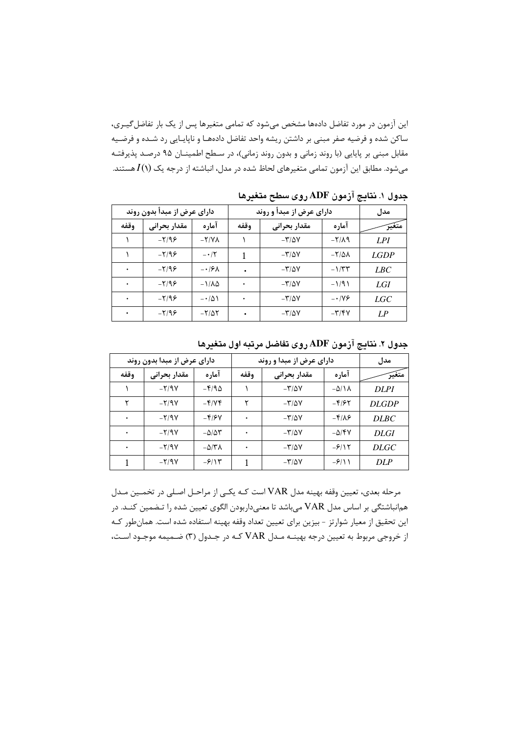این آزمون در مورد تفاضل داده‌ها مشخص می‌شود که تمامی متغیرها پس از یک بار تفاضل‌گیری، ساکن شده و فرضیه صفر مبنی بر داشتن ریشه واحد تفاضل داده‌ها و ناپایایی رد شده و فرضیه مقابل مبنی بر پایایی (با روند زمانی و بدون روند زمانی)، در سطح اطمینان ۹۵ درصد پذیرفته می‌شود. مطابق این آزمون تمامی متغیرهای لحاظ شده در مدل، انباشته از درجه یک $I(1)$ هستند.

**جدول ۱. نتایج آزمون ADF روی سطح متغیرها**

| مدل | دارای عرض از مبدأ و روند | | | دارای عرض از مبدأ بدون روند | | |
|---|---|---|---|---|---|---|
| متغیر | آماره | مقدار بحرانی | وقفه | آماره | مقدار بحرانی | وقفه |
| *LPI* | -۲/۸۹ | -۳/۵۷ | ۱ | -۲/۷۸ | -۲/۹۶ | ۱ |
| *LGDP* | -۲/۵۸ | -۳/۵۷ | 1 | -۰/۲ | -۲/۹۶ | ۱ |
| *LBC* | -۱/۳۳ | -۳/۵۷ | • | -۰/۶۸ | -۲/۹۶ | ۰ |
| *LGI* | -۱/۹۱ | -۳/۵۷ | ۰ | -۱/۸۵ | -۲/۹۶ | ۰ |
| *LGC* | -۰/۷۶ | -۳/۵۷ | ۰ | -۰/۵۱ | -۲/۹۶ | ۰ |
| *LP* | -۳/۴۷ | -۳/۵۷ | • | -۲/۵۲ | -۲/۹۶ | ۰ |

**جدول ۲. نتایج آزمون ADF روی تفاضل مرتبه اول متغیرها**

| مدل | دارای عرض از مبدا و روند | | | دارای عرض از مبدا بدون روند | | |
|---|---|---|---|---|---|---|
| متغیر | آماره | مقدار بحرانی | وقفه | آماره | مقدار بحرانی | وقفه |
| *DLPI* | -۵/۱۸ | -۳/۵۷ | ۱ | -۴/۹۵ | -۲/۹۷ | ۱ |
| *DLGDP* | -۴/۶۲ | -۳/۵۷ | ۲ | -۴/۷۴ | -۲/۹۷ | ۲ |
| *DLBC* | -۴/۸۶ | -۳/۵۷ | ۰ | -۴/۶۷ | -۲/۹۷ | ۰ |
| *DLGI* | -۵/۴۷ | -۳/۵۷ | ۰ | -۵/۵۳ | -۲/۹۷ | ۰ |
| *DLGC* | -۶/۱۲ | -۳/۵۷ | ۰ | -۵/۳۸ | -۲/۹۷ | ۰ |
| *DLP* | -۶/۱۱ | -۳/۵۷ | 1 | -۶/۱۳ | -۲/۹۷ | 1 |

مرحله بعدی، تعیین وقفه بهینه مدل VAR است که یکی از مراحل اصلی در تخمین مدل هم‌انباشتگی بر اساس مدل VAR می‌باشد تا معنی‌داربودن الگوی تعیین شده را تضمین کند. در این تحقیق از معیار شوارتز - بیزین برای تعیین تعداد وقفه بهینه استفاده شده است. همان‌طور که از خروجی مربوط به تعیین درجه بهینه مدل VAR که در جدول (۳) ضمیمه موجود است،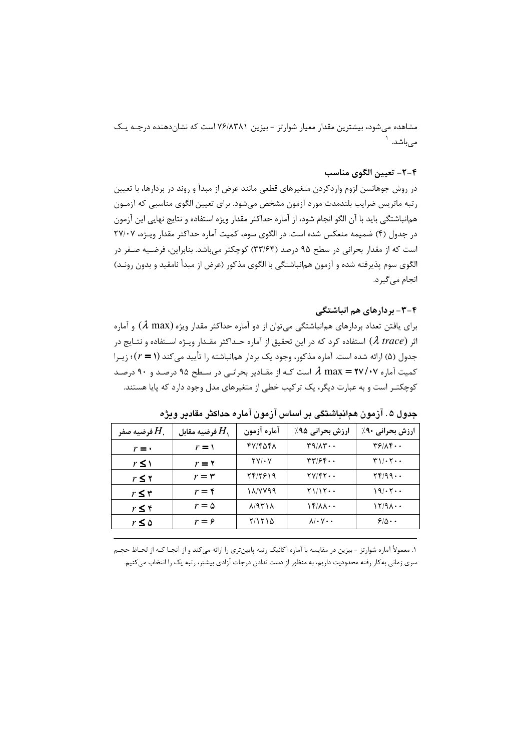مشاهده می‌شود، بیشترین مقدار معیار شوارتز - بیزین ۷۶/۸۳۸۱ است که نشان‌دهنده درجــه یــک می‌باشد.[1]

### ۴-۲- تعیین الگوی مناسب

در روش جوهانسن لزوم واردکردن متغیرهای قطعی مانند عرض از مبدأ و روند در بردارها، با تعیین رتبه ماتریس ضرایب بلندمدت مورد آزمون مشخص می‌شود. برای تعیین الگوی مناسبی که آزمــون هم‌انباشتگی باید با آن الگو انجام شود، از آماره حداکثر مقدار ویژه استفاده و نتایج نهایی این آزمون در جدول (۴) ضمیمه منعکس شده است. در الگوی سوم، کمیت آماره حداکثر مقدار ویــژه، ۲۷/۰۷ است که از مقدار بحرانی در سطح ۹۵ درصد (۳۳/۶۴) کوچکتر می‌باشد. بنابراین، فرضــیه صــفر در الگوی سوم پذیرفته شده و آزمون هم‌انباشتگی با الگوی مذکور (عرض از مبدأ نامقید و بدون رونــد) انجام می‌گیرد.

### ۴-۳- بردارهای هم انباشتگی

برای یافتن تعداد بردارهای هم‌انباشتگی می‌توان از دو آماره حداکثر مقدار ویژه ($\lambda$ max) و آماره اثر ($\lambda$ *trace*) استفاده کرد که در این تحقیق از آماره حــداکثر مقــدار ویــژه اســتفاده و نتــایج در جدول (۵) ارائه شده است. آماره مذکور، وجود یک بردار هم‌انباشته را تأیید می‌کند ($r = ۱$)؛ زیــرا کمیت آماره $\lambda$ max = ۲۷/۰۷ است کــه از مقــادیر بحرانــی در ســطح ۹۵ درصــد و ۹۰ درصــد کوچکتــر است و به عبارت دیگر، یک ترکیب خطی از متغیرهای مدل وجود دارد که پایا هستند.

**جدول ۵ . آزمون هم‌انباشتگی بر اساس آزمون آماره حداکثر مقادیر ویژه**

| فرضیه صفر $H_0$ | فرضیه مقابل $H_1$ | آماره آزمون | ارزش بحرانی ۹۵٪ | ارزش بحرانی ۹۰٪ |
|---|---|---|---|---|
| $r = ۰$ | $r = ۱$ | ۴۷/۴۵۴۸ | ۳۹/۸۳۰۰ | ۳۶/۸۴۰۰ |
| $r \leq ۱$ | $r = ۲$ | ۲۷/۰۷ | ۳۳/۶۴۰۰ | ۳۱/۰۲۰۰ |
| $r \leq ۲$ | $r = ۳$ | ۲۴/۲۶۱۹ | ۲۷/۴۲۰۰ | ۲۴/۹۹۰۰ |
| $r \leq ۳$ | $r = ۴$ | ۱۸/۷۷۹۹ | ۲۱/۱۲۰۰ | ۱۹/۰۲۰۰ |
| $r \leq ۴$ | $r = ۵$ | ۸/۹۳۱۸ | ۱۴/۸۸۰۰ | ۱۲/۹۸۰۰ |
| $r \leq ۵$ | $r = ۶$ | ۲/۱۲۱۵ | ۸/۰۷۰۰ | ۶/۵۰۰ |

---

۱. معمولاً آماره شوارتز - بیزین در مقایسه با آماره آکائیک رتبه پایین‌تری را ارائه می‌کند و از آنجــا کــه از لحــاظ حجــم سری زمانی به‌کار رفته محدودیت داریم، به منظور از دست ندادن درجات آزادی بیشتر، رتبه یک را انتخاب می‌کنیم.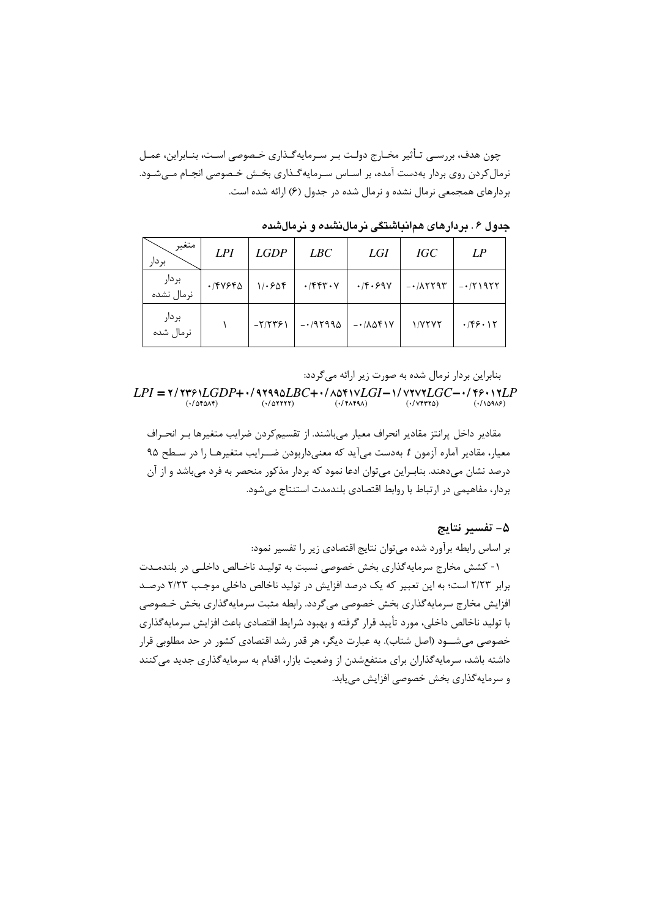چون هدف، بررسی تأثیر مخارج دولت بر سرمایه‌گذاری خصوصی است، بنابراین، عمل نرمال‌کردن روی بردار به‌دست آمده، بر اساس سرمایه‌گذاری بخش خصوصی انجام می‌شود. بردارهای همجمعی نرمال نشده و نرمال شده در جدول (۶) ارائه شده است.

**جدول ۶. بردارهای هم‌انباشتگی نرمال‌نشده و نرمال‌شده**

| متغیر / بردار | LPI | LGDP | LBC | LGI | IGC | LP |
|---|---|---|---|---|---|---|
| بردار نرمال نشده | ۰/۴۷۶۴۵ | ۱/۰۶۵۴ | ۰/۴۴۳۰۷ | ۰/۴۰۶۹۷ | -۰/۸۲۲۹۳ | -۰/۲۱۹۲۲ |
| بردار نرمال شده | ۱ | -۲/۲۳۶۱ | -۰/۹۲۹۹۵ | -۰/۸۵۴۱۷ | ۱/۷۲۷۲ | ۰/۴۶۰۱۲ |

بنابراین بردار نرمال شده به صورت زیر ارائه می‌گردد:

$$LPI = \underset{(۰/۵۴۵۸۴)}{۲/۲۳۶۱LGDP} + \underset{(۰/۵۲۲۲۲)}{۰/۹۲۹۹۵LBC} + \underset{(۰/۴۸۴۹۸)}{۰/۸۵۴۱۷LGI} - \underset{(۰/۷۴۳۲۵)}{۱/۷۲۷۲LGC} - \underset{(۰/۱۵۹۸۶)}{۰/۴۶۰۱۲LP}$$

مقادیر داخل پرانتز مقادیر انحراف معیار می‌باشند. از تقسیم‌کردن ضرایب متغیرها بر انحراف معیار، مقادیر آماره آزمون $t$ به‌دست می‌آید که معنی‌داربودن ضرایب متغیرها را در سطح ۹۵ درصد نشان می‌دهند. بنابراین می‌توان ادعا نمود که بردار مذکور منحصر به فرد می‌باشد و از آن بردار، مفاهیمی در ارتباط با روابط اقتصادی بلندمدت استنتاج می‌شود.

## ۵- تفسیر نتایج

بر اساس رابطه برآورد شده می‌توان نتایج اقتصادی زیر را تفسیر نمود:

۱- کشش مخارج سرمایه‌گذاری بخش خصوصی نسبت به تولید ناخالص داخلی در بلندمدت برابر ۲/۲۳ است؛ به این تعبیر که یک درصد افزایش در تولید ناخالص داخلی موجب ۲/۲۳ درصد افزایش مخارج سرمایه‌گذاری بخش خصوصی می‌گردد. رابطه مثبت سرمایه‌گذاری بخش خصوصی با تولید ناخالص داخلی، مورد تأیید قرار گرفته و بهبود شرایط اقتصادی باعث افزایش سرمایه‌گذاری خصوصی می‌شود (اصل شتاب). به عبارت دیگر، هر قدر رشد اقتصادی کشور در حد مطلوبی قرار داشته باشد، سرمایه‌گذاران برای منتفع‌شدن از وضعیت بازار، اقدام به سرمایه‌گذاری جدید می‌کنند و سرمایه‌گذاری بخش خصوصی افزایش می‌یابد.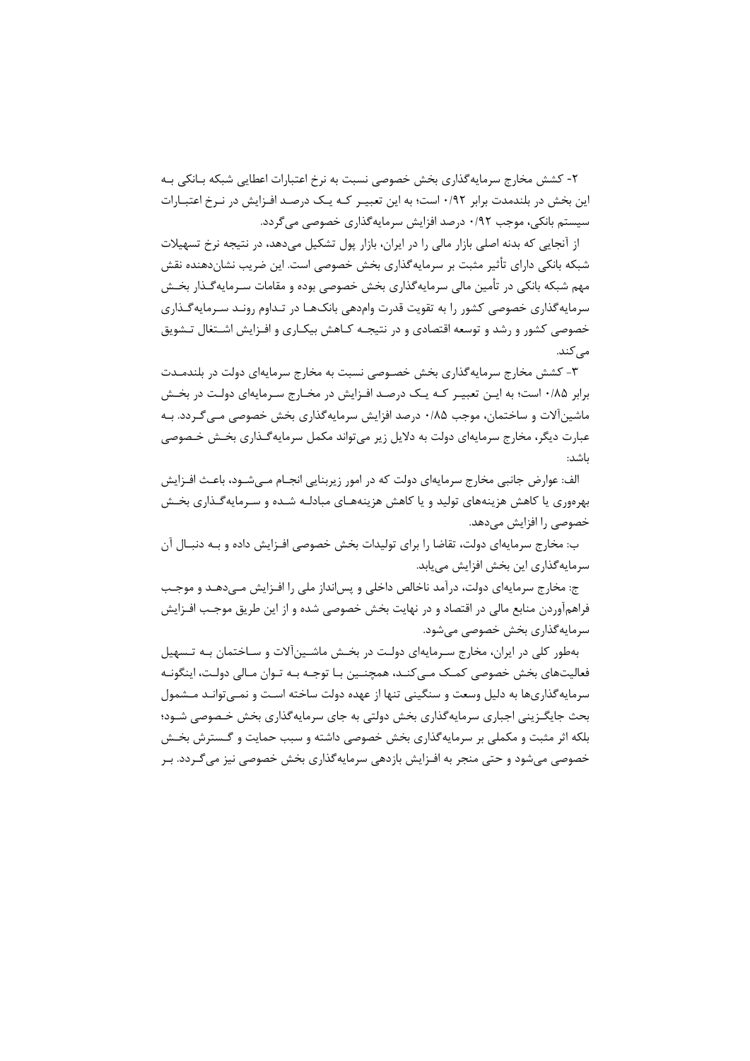۲- کشش مخارج سرمایه‌گذاری بخش خصوصی نسبت به نرخ اعتبارات اعطایی شبکه بانکی به این بخش در بلندمدت برابر ۰/۹۲ است؛ به این تعبیر که یک درصد افزایش در نرخ اعتبارات سیستم بانکی، موجب ۰/۹۲ درصد افزایش سرمایه‌گذاری خصوصی می‌گردد.

از آنجایی که بدنه اصلی بازار مالی را در ایران، بازار پول تشکیل می‌دهد، در نتیجه نرخ تسهیلات شبکه بانکی دارای تأثیر مثبت بر سرمایه‌گذاری بخش خصوصی است. این ضریب نشان‌دهنده نقش مهم شبکه بانکی در تأمین مالی سرمایه‌گذاری بخش خصوصی بوده و مقامات سرمایه‌گذار بخش سرمایه‌گذاری خصوصی کشور را به تقویت قدرت وام‌دهی بانک‌ها در تداوم روند سرمایه‌گذاری خصوصی کشور و رشد و توسعه اقتصادی و در نتیجه کاهش بیکاری و افزایش اشتغال تشویق می‌کند.

۳- کشش مخارج سرمایه‌گذاری بخش خصوصی نسبت به مخارج سرمایه‌ای دولت در بلندمدت برابر ۰/۸۵ است؛ به این تعبیر که یک درصد افزایش در مخارج سرمایه‌ای دولت در بخش ماشین‌آلات و ساختمان، موجب ۰/۸۵ درصد افزایش سرمایه‌گذاری بخش خصوصی می‌گردد. به عبارت دیگر، مخارج سرمایه‌ای دولت به دلایل زیر می‌تواند مکمل سرمایه‌گذاری بخش خصوصی باشد:

الف: عوارض جانبی مخارج سرمایه‌ای دولت که در امور زیربنایی انجام می‌شود، باعث افزایش بهره‌وری یا کاهش هزینه‌های تولید و یا کاهش هزینه‌های مبادله شده و سرمایه‌گذاری بخش خصوصی را افزایش می‌دهد.

ب: مخارج سرمایه‌ای دولت، تقاضا را برای تولیدات بخش خصوصی افزایش داده و به دنبال آن سرمایه‌گذاری این بخش افزایش می‌یابد.

ج: مخارج سرمایه‌ای دولت، درآمد ناخالص داخلی و پس‌انداز ملی را افزایش می‌دهد و موجب فراهم‌آوردن منابع مالی در اقتصاد و در نهایت بخش خصوصی شده و از این طریق موجب افزایش سرمایه‌گذاری بخش خصوصی می‌شود.

به‌طور کلی در ایران، مخارج سرمایه‌ای دولت در بخش ماشین‌آلات و ساختمان به تسهیل فعالیت‌های بخش خصوصی کمک می‌کند، همچنین با توجه به توان مالی دولت، اینگونه سرمایه‌گذاری‌ها به دلیل وسعت و سنگینی تنها از عهده دولت ساخته است و نمی‌تواند مشمول بحث جایگزینی اجباری سرمایه‌گذاری بخش دولتی به جای سرمایه‌گذاری بخش خصوصی شود؛ بلکه اثر مثبت و مکملی بر سرمایه‌گذاری بخش خصوصی داشته و سبب حمایت و گسترش بخش خصوصی می‌شود و حتی منجر به افزایش بازدهی سرمایه‌گذاری بخش خصوصی نیز می‌گردد. بر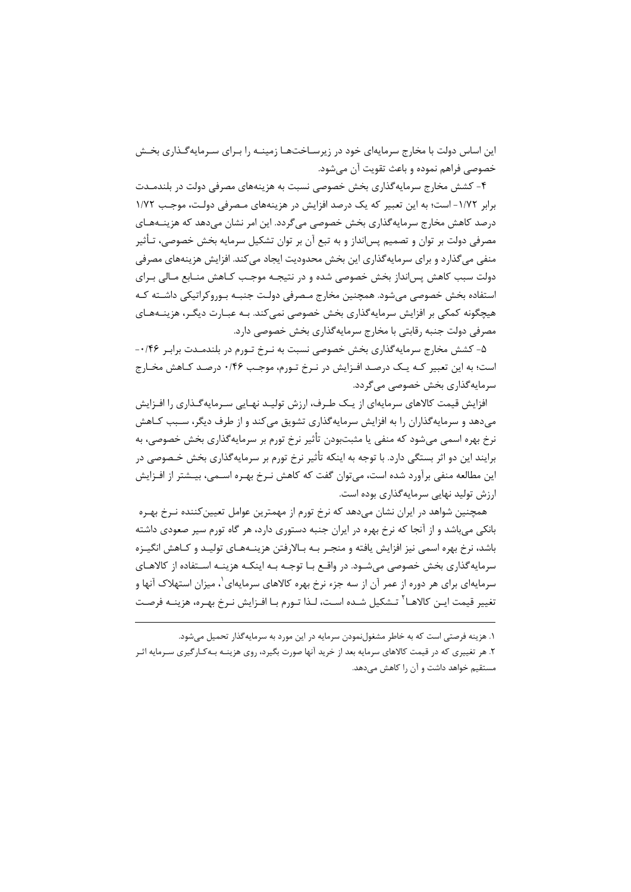این اساس دولت با مخارج سرمایه‌ای خود در زیرساخت‌ها زمینه را برای سرمایه‌گذاری بخش خصوصی فراهم نموده و باعث تقویت آن می‌شود.

۴- کشش مخارج سرمایه‌گذاری بخش خصوصی نسبت به هزینه‌های مصرفی دولت در بلندمدت برابر ۱/۷۲- است؛ به این تعبیر که یک درصد افزایش در هزینه‌های مصرفی دولت، موجب ۱/۷۲ درصد کاهش مخارج سرمایه‌گذاری بخش خصوصی می‌گردد. این امر نشان می‌دهد که هزینه‌های مصرفی دولت بر توان و تصمیم پس‌انداز و به تبع آن بر توان تشکیل سرمایه بخش خصوصی، تأثیر منفی می‌گذارد و برای سرمایه‌گذاری این بخش محدودیت ایجاد می‌کند. افزایش هزینه‌های مصرفی دولت سبب کاهش پس‌انداز بخش خصوصی شده و در نتیجه موجب کاهش منابع مالی برای استفاده بخش خصوصی می‌شود. همچنین مخارج مصرفی دولت جنبه بوروکراتیکی داشته که هیچگونه کمکی بر افزایش سرمایه‌گذاری بخش خصوصی نمی‌کند. به عبارت دیگر، هزینه‌های مصرفی دولت جنبه رقابتی با مخارج سرمایه‌گذاری بخش خصوصی دارد.

۵- کشش مخارج سرمایه‌گذاری بخش خصوصی نسبت به نرخ تورم در بلندمدت برابر ۰/۴۶- است؛ به این تعبیر که یک درصد افزایش در نرخ تورم، موجب ۰/۴۶ درصد کاهش مخارج سرمایه‌گذاری بخش خصوصی می‌گردد.

افزایش قیمت کالاهای سرمایه‌ای از یک طرف، ارزش تولید نهایی سرمایه‌گذاری را افزایش می‌دهد و سرمایه‌گذاران را به افزایش سرمایه‌گذاری تشویق می‌کند و از طرف دیگر، سبب کاهش نرخ بهره اسمی می‌شود که منفی یا مثبت‌بودن تأثیر نرخ تورم بر سرمایه‌گذاری بخش خصوصی، به برایند این دو اثر بستگی دارد. با توجه به اینکه تأثیر نرخ تورم بر سرمایه‌گذاری بخش خصوصی در این مطالعه منفی برآورد شده است، می‌توان گفت که کاهش نرخ بهره اسمی، بیشتر از افزایش ارزش تولید نهایی سرمایه‌گذاری بوده است.

همچنین شواهد در ایران نشان می‌دهد که نرخ تورم از مهمترین عوامل تعیین‌کننده نرخ بهره بانکی می‌باشد و از آنجا که نرخ بهره در ایران جنبه دستوری دارد، هر گاه تورم سیر صعودی داشته باشد، نرخ بهره اسمی نیز افزایش یافته و منجر به بالارفتن هزینه‌های تولید و کاهش انگیزه سرمایه‌گذاری بخش خصوصی می‌شود. در واقع با توجه به اینکه هزینه استفاده از کالاهای سرمایه‌ای برای هر دوره از عمر آن از سه جزء نرخ بهره کالاهای سرمایه‌ای[1]، میزان استهلاک آنها و تغییر قیمت این کالاها[2] تشکیل شده است، لذا تورم با افزایش نرخ بهره، هزینه فرصت

---

۱. هزینه فرصتی است که به خاطر مشغول‌نمودن سرمایه در این مورد به سرمایه‌گذار تحمیل می‌شود.

۲. هر تغییری که در قیمت کالاهای سرمایه بعد از خرید آنها صورت بگیرد، روی هزینه به‌کارگیری سرمایه اثر مستقیم خواهد داشت و آن را کاهش می‌دهد.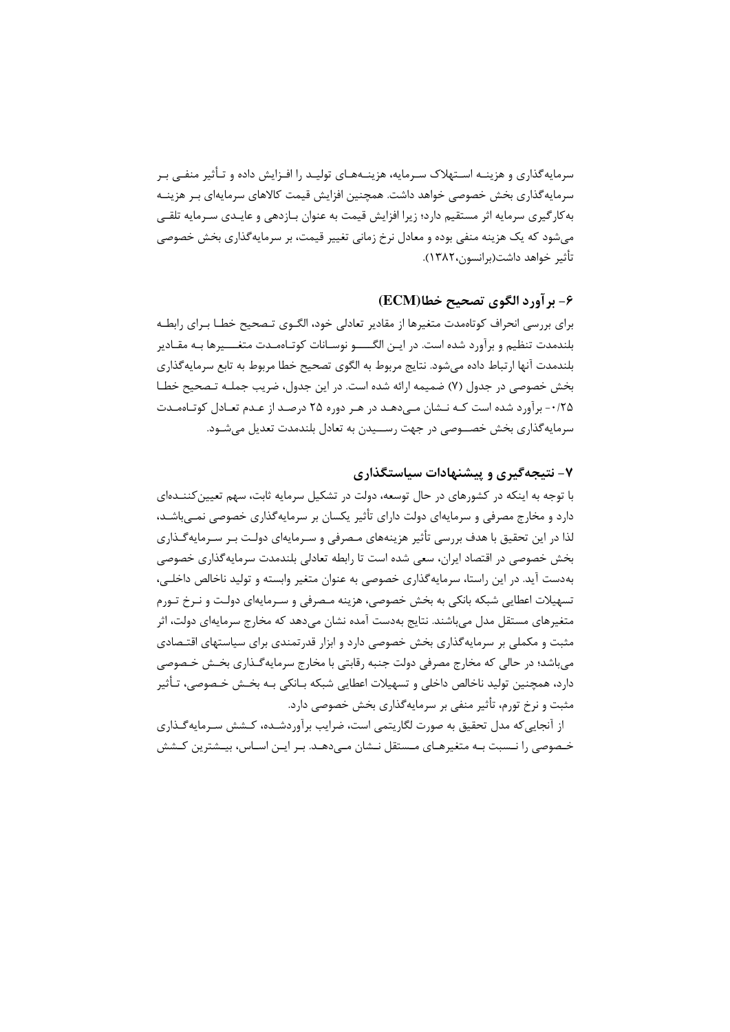سرمایه‌گذاری و هزینه استهلاک سرمایه، هزینه‌های تولید را افزایش داده و تأثیر منفی بر سرمایه‌گذاری بخش خصوصی خواهد داشت. همچنین افزایش قیمت کالاهای سرمایه‌ای بر هزینه به‌کارگیری سرمایه اثر مستقیم دارد؛ زیرا افزایش قیمت به عنوان بازدهی و عایدی سرمایه تلقی می‌شود که یک هزینه منفی بوده و معادل نرخ زمانی تغییر قیمت، بر سرمایه‌گذاری بخش خصوصی تأثیر خواهد داشت(برانسون،۱۳۸۲).

## ۶- برآورد الگوی تصحیح خطا(ECM)

برای بررسی انحراف کوتاه‌مدت متغیرها از مقادیر تعادلی خود، الگوی تصحیح خطا برای رابطه بلندمدت تنظیم و برآورد شده است. در این الگو نوسانات کوتاه‌مدت متغیرها به مقادیر بلندمدت آنها ارتباط داده می‌شود. نتایج مربوط به الگوی تصحیح خطا مربوط به تابع سرمایه‌گذاری بخش خصوصی در جدول (۷) ضمیمه ارائه شده است. در این جدول، ضریب جمله تصحیح خطا ۰/۲۵- برآورد شده است که نشان می‌دهد در هر دوره ۲۵ درصد از عدم تعادل کوتاه‌مدت سرمایه‌گذاری بخش خصوصی در جهت رسیدن به تعادل بلندمدت تعدیل می‌شود.

## ۷- نتیجه‌گیری و پیشنهادات سیاستگذاری

با توجه به اینکه در کشورهای در حال توسعه، دولت در تشکیل سرمایه ثابت، سهم تعیین‌کننده‌ای دارد و مخارج مصرفی و سرمایه‌ای دولت دارای تأثیر یکسان بر سرمایه‌گذاری خصوصی نمی‌باشد، لذا در این تحقیق با هدف بررسی تأثیر هزینه‌های مصرفی و سرمایه‌ای دولت بر سرمایه‌گذاری بخش خصوصی در اقتصاد ایران، سعی شده است تا رابطه تعادلی بلندمدت سرمایه‌گذاری خصوصی به‌دست آید. در این راستا، سرمایه‌گذاری خصوصی به عنوان متغیر وابسته و تولید ناخالص داخلی، تسهیلات اعطایی شبکه بانکی به بخش خصوصی، هزینه مصرفی و سرمایه‌ای دولت و نرخ تورم متغیرهای مستقل مدل می‌باشند. نتایج به‌دست آمده نشان می‌دهد که مخارج سرمایه‌ای دولت، اثر مثبت و مکملی بر سرمایه‌گذاری بخش خصوصی دارد و ابزار قدرتمندی برای سیاستهای اقتصادی می‌باشد؛ در حالی که مخارج مصرفی دولت جنبه رقابتی با مخارج سرمایه‌گذاری بخش خصوصی دارد، همچنین تولید ناخالص داخلی و تسهیلات اعطایی شبکه بانکی به بخش خصوصی، تأثیر مثبت و نرخ تورم، تأثیر منفی بر سرمایه‌گذاری بخش خصوصی دارد.

از آنجایی‌که مدل تحقیق به صورت لگاریتمی است، ضرایب برآوردشده، کشش سرمایه‌گذاری خصوصی را نسبت به متغیرهای مستقل نشان می‌دهد. بر این اساس، بیشترین کشش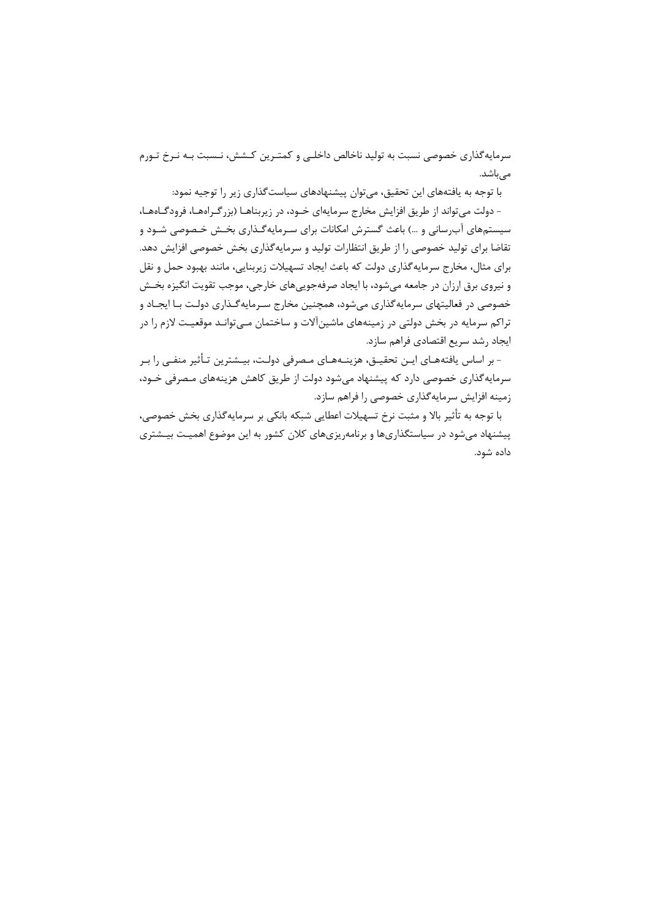سرمایه‌گذاری خصوصی نسبت به تولید ناخالص داخلی و کمترین کشش، نسبت به نرخ تورم می‌باشد.

با توجه به یافته‌های این تحقیق، می‌توان پیشنهادهای سیاست‌گذاری زیر را توجیه نمود:

- دولت می‌تواند از طریق افزایش مخارج سرمایه‌ای خود، در زیربناها (بزرگراه‌ها، فرودگاه‌ها، سیستم‌های آب‌رسانی و ...) باعث گسترش امکانات برای سرمایه‌گذاری بخش خصوصی شود و تقاضا برای تولید خصوصی را از طریق انتظارات تولید و سرمایه‌گذاری بخش خصوصی افزایش دهد. برای مثال، مخارج سرمایه‌گذاری دولت که باعث ایجاد تسهیلات زیربنایی، مانند بهبود حمل و نقل و نیروی برق ارزان در جامعه می‌شود، با ایجاد صرفه‌جویی‌های خارجی، موجب تقویت انگیزه بخش خصوصی در فعالیتهای سرمایه‌گذاری می‌شود، همچنین مخارج سرمایه‌گذاری دولت با ایجاد و تراکم سرمایه در بخش دولتی در زمینه‌های ماشین‌آلات و ساختمان می‌تواند موقعیت لازم را در ایجاد رشد سریع اقتصادی فراهم سازد.

- بر اساس یافته‌های این تحقیق، هزینه‌های مصرفی دولت، بیشترین تأثیر منفی را بر سرمایه‌گذاری خصوصی دارد که پیشنهاد می‌شود دولت از طریق کاهش هزینه‌های مصرفی خود، زمینه افزایش سرمایه‌گذاری خصوصی را فراهم سازد.

با توجه به تأثیر بالا و مثبت نرخ تسهیلات اعطایی شبکه بانکی بر سرمایه‌گذاری بخش خصوصی، پیشنهاد می‌شود در سیاستگذاری‌ها و برنامه‌ریزی‌های کلان کشور به این موضوع اهمیت بیشتری داده شود.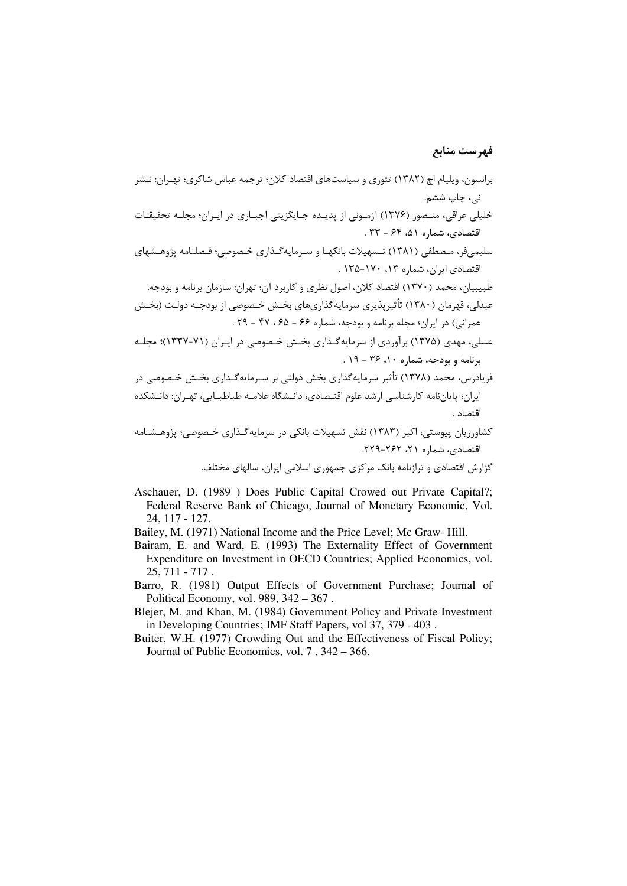## فهرست منابع

برانسون، ویلیام اچ (۱۳۸۲) تئوری و سیاست‌های اقتصاد کلان؛ ترجمه عباس شاکری؛ تهران: نشر نی، چاپ ششم.

خلیلی عراقی، منصور (۱۳۷۶) آزمونی از پدیده جایگزینی اجباری در ایران؛ مجله تحقیقات اقتصادی، شماره ۵۱، ۶۴ - ۳۳ .

سلیمی‌فر، مصطفی (۱۳۸۱) تسهیلات بانکها و سرمایه‌گذاری خصوصی؛ فصلنامه پژوهشهای اقتصادی ایران، شماره ۱۳، ۱۷۰-۱۳۵ .

طبیبیان، محمد (۱۳۷۰) اقتصاد کلان، اصول نظری و کاربرد آن؛ تهران: سازمان برنامه و بودجه.

عبدلی، قهرمان (۱۳۸۰) تأثیرپذیری سرمایه‌گذاری‌های بخش خصوصی از بودجه دولت (بخش عمرانی) در ایران؛ مجله برنامه و بودجه، شماره ۶۶ - ۶۵ ، ۴۷ - ۲۹ .

عسلی، مهدی (۱۳۷۵) برآوردی از سرمایه‌گذاری بخش خصوصی در ایران (۷۱-۱۳۳۷)؛ مجله برنامه و بودجه، شماره ۱۰، ۳۶ - ۱۹ .

فریادرس، محمد (۱۳۷۸) تأثیر سرمایه‌گذاری بخش دولتی بر سرمایه‌گذاری بخش خصوصی در ایران؛ پایان‌نامه کارشناسی ارشد علوم اقتصادی، دانشگاه علامه طباطبایی، تهران: دانشکده اقتصاد .

کشاورزیان پیوستی، اکبر (۱۳۸۳) نقش تسهیلات بانکی در سرمایه‌گذاری خصوصی؛ پژوهشنامه اقتصادی، شماره ۲۱، ۲۶۲-۲۲۹.

گزارش اقتصادی و ترازنامه بانک مرکزی جمهوری اسلامی ایران، سالهای مختلف.

Aschauer, D. (1989 ) Does Public Capital Crowed out Private Capital?; Federal Reserve Bank of Chicago, Journal of Monetary Economic, Vol. 24, 117 - 127.

Bailey, M. (1971) National Income and the Price Level; Mc Graw- Hill.

Bairam, E. and Ward, E. (1993) The Externality Effect of Government Expenditure on Investment in OECD Countries; Applied Economics, vol. 25, 711 - 717 .

Barro, R. (1981) Output Effects of Government Purchase; Journal of Political Economy, vol. 989, 342 – 367 .

Blejer, M. and Khan, M. (1984) Government Policy and Private Investment in Developing Countries; IMF Staff Papers, vol 37, 379 - 403 .

Buiter, W.H. (1977) Crowding Out and the Effectiveness of Fiscal Policy; Journal of Public Economics, vol. 7 , 342 – 366.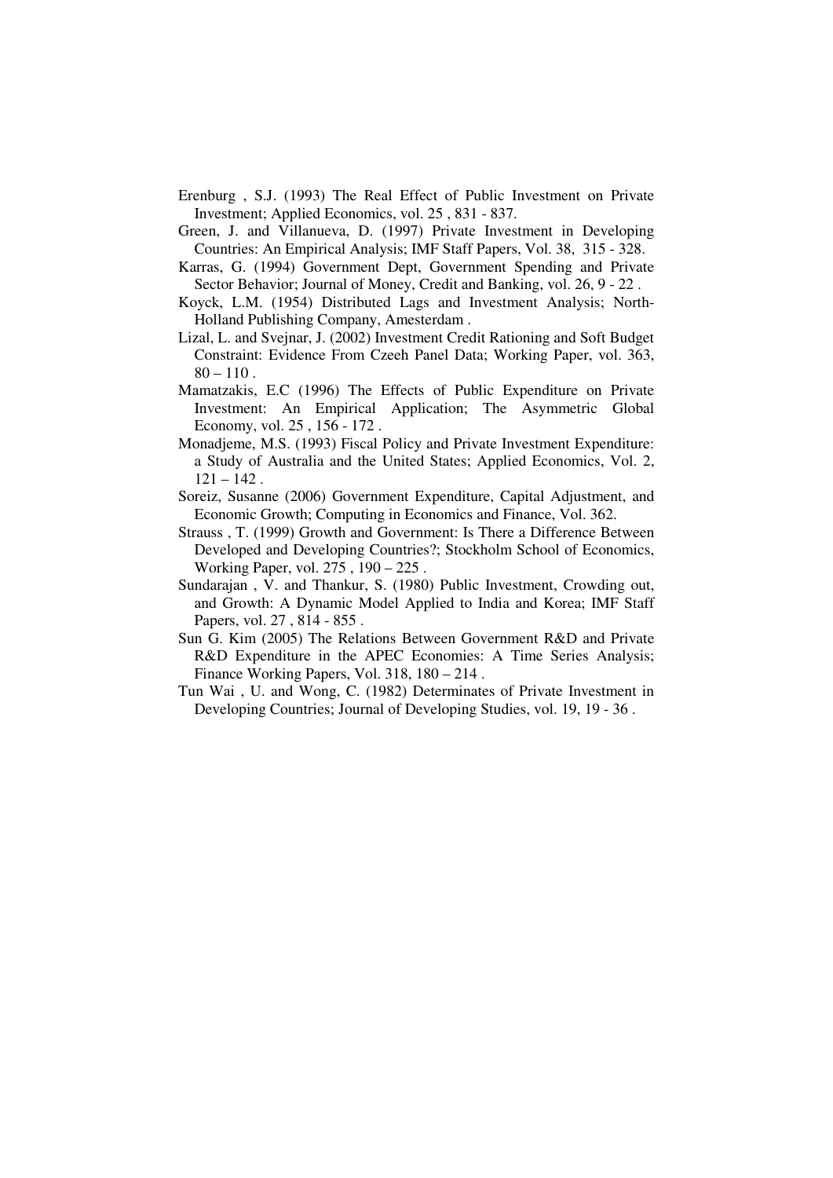Erenburg , S.J. (1993) The Real Effect of Public Investment on Private Investment; Applied Economics, vol. 25 , 831 - 837.

Green, J. and Villanueva, D. (1997) Private Investment in Developing Countries: An Empirical Analysis; IMF Staff Papers, Vol. 38, 315 - 328.

Karras, G. (1994) Government Dept, Government Spending and Private Sector Behavior; Journal of Money, Credit and Banking, vol. 26, 9 - 22 .

Koyck, L.M. (1954) Distributed Lags and Investment Analysis; North-Holland Publishing Company, Amesterdam .

Lizal, L. and Svejnar, J. (2002) Investment Credit Rationing and Soft Budget Constraint: Evidence From Czeeh Panel Data; Working Paper, vol. 363, 80 – 110 .

Mamatzakis, E.C (1996) The Effects of Public Expenditure on Private Investment: An Empirical Application; The Asymmetric Global Economy, vol. 25 , 156 - 172 .

Monadjeme, M.S. (1993) Fiscal Policy and Private Investment Expenditure: a Study of Australia and the United States; Applied Economics, Vol. 2, 121 – 142 .

Soreiz, Susanne (2006) Government Expenditure, Capital Adjustment, and Economic Growth; Computing in Economics and Finance, Vol. 362.

Strauss , T. (1999) Growth and Government: Is There a Difference Between Developed and Developing Countries?; Stockholm School of Economics, Working Paper, vol. 275 , 190 – 225 .

Sundarajan , V. and Thankur, S. (1980) Public Investment, Crowding out, and Growth: A Dynamic Model Applied to India and Korea; IMF Staff Papers, vol. 27 , 814 - 855 .

Sun G. Kim (2005) The Relations Between Government R&D and Private R&D Expenditure in the APEC Economies: A Time Series Analysis; Finance Working Papers, Vol. 318, 180 – 214 .

Tun Wai , U. and Wong, C. (1982) Determinates of Private Investment in Developing Countries; Journal of Developing Studies, vol. 19, 19 - 36 .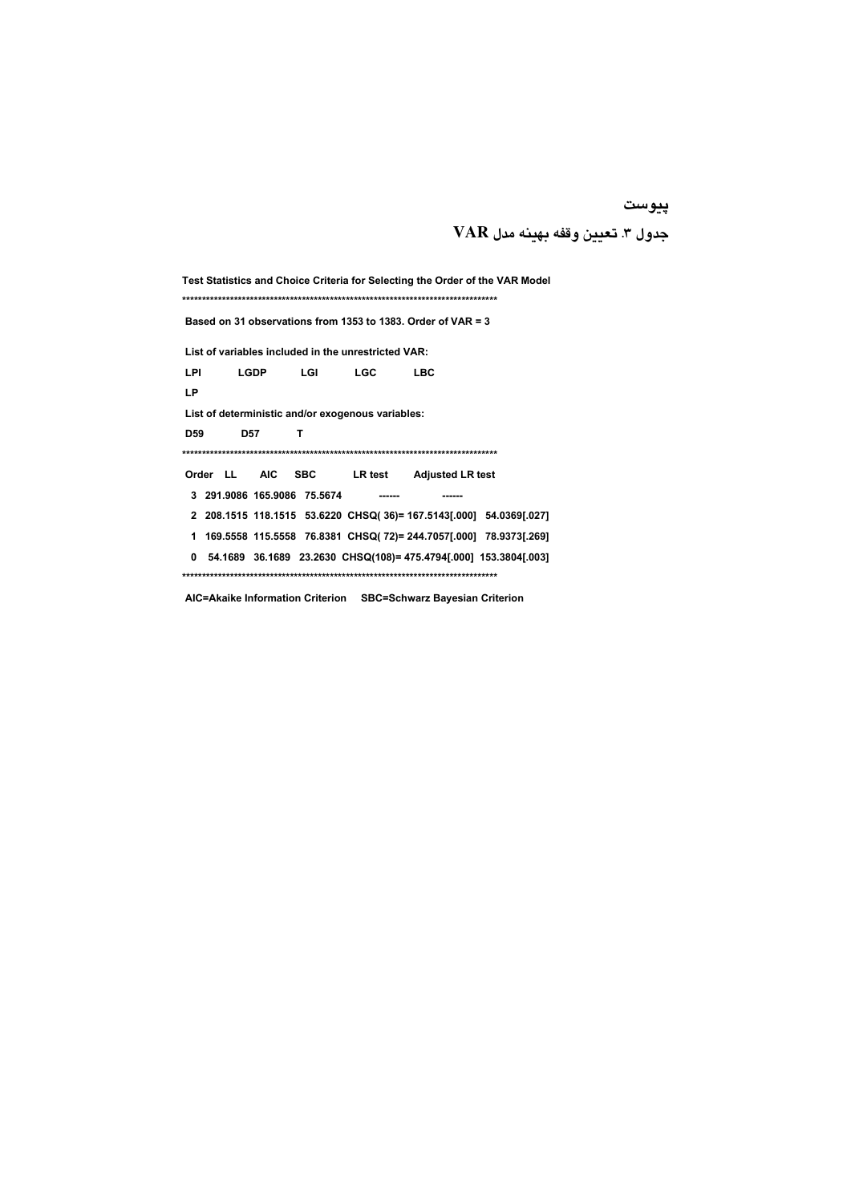## پیوست

### جدول ۳. تعیین وقفه بهینه مدل VAR

**Test Statistics and Choice Criteria for Selecting the Order of the VAR Model**

*******************************************************************************

**Based on 31 observations from 1353 to 1383. Order of VAR = 3**

**List of variables included in the unrestricted VAR:**

**LPI LGDP LGI LGC LBC**

**LP**

**List of deterministic and/or exogenous variables:**

**D59 D57 T**

*******************************************************************************

| Order | LL | AIC | SBC | LR test | Adjusted LR test |
|---|---|---|---|---|---|
| 3 | 291.9086 | 165.9086 | 75.5674 | ------ | ------ |
| 2 | 208.1515 | 118.1515 | 53.6220 | CHSQ( 36)= 167.5143[.000] | 54.0369[.027] |
| 1 | 169.5558 | 115.5558 | 76.8381 | CHSQ( 72)= 244.7057[.000] | 78.9373[.269] |
| 0 | 54.1689 | 36.1689 | 23.2630 | CHSQ(108)= 475.4794[.000] | 153.3804[.003] |

*******************************************************************************

**AIC=Akaike Information Criterion SBC=Schwarz Bayesian Criterion**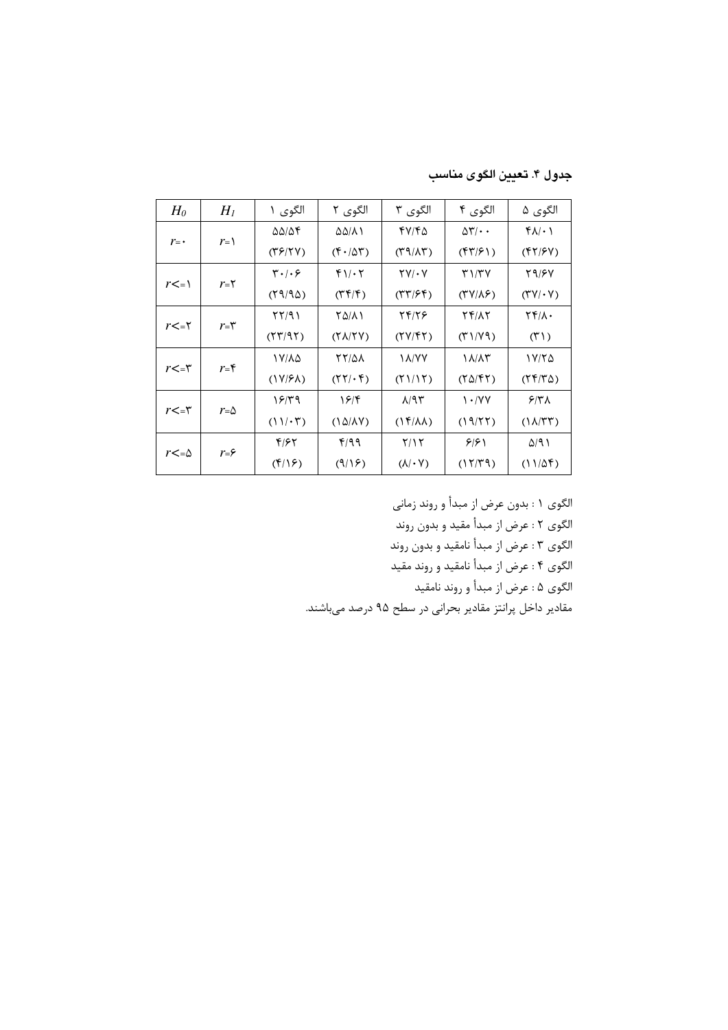**جدول ۴. تعیین الگوی مناسب**

| $H_0$ | $H_1$ | الگوی ۱ | الگوی ۲ | الگوی ۳ | الگوی ۴ | الگوی ۵ |
|---|---|---|---|---|---|---|
| $r=0$ | $r=1$ | ۵۵/۵۴ (۳۶/۲۷) | ۵۵/۸۱ (۴۰/۵۳) | ۴۷/۴۵ (۳۹/۸۳) | ۵۳/۰۰ (۴۳/۶۱) | ۴۸/۰۱ (۴۲/۶۷) |
| $r<=1$ | $r=2$ | ۳۰/۰۶ (۲۹/۹۵) | ۴۱/۰۲ (۳۴/۴) | ۲۷/۰۷ (۳۳/۶۴) | ۳۱/۳۷ (۳۷/۸۶) | ۲۹/۶۷ (۳۷/۰۷) |
| $r<=2$ | $r=3$ | ۲۲/۹۱ (۲۳/۹۲) | ۲۵/۸۱ (۲۸/۲۷) | ۲۴/۲۶ (۲۷/۴۲) | ۲۴/۸۲ (۳۱/۷۹) | ۲۴/۸۰ (۳۱) |
| $r<=3$ | $r=4$ | ۱۷/۸۵ (۱۷/۶۸) | ۲۲/۵۸ (۲۲/۰۴) | ۱۸/۷۷ (۲۱/۱۲) | ۱۸/۸۳ (۲۵/۴۲) | ۱۷/۲۵ (۲۴/۳۵) |
| $r<=3$ | $r=5$ | ۱۶/۳۹ (۱۱/۰۳) | ۱۶/۴ (۱۵/۸۷) | ۸/۹۳ (۱۴/۸۸) | ۱۰/۷۷ (۱۹/۲۲) | ۶/۳۸ (۱۸/۳۳) |
| $r<=5$ | $r=6$ | ۴/۶۲ (۴/۱۶) | ۴/۹۹ (۹/۱۶) | ۲/۱۲ (۸/۰۷) | ۶/۶۱ (۱۲/۳۹) | ۵/۹۱ (۱۱/۵۴) |

الگوی ۱ : بدون عرض از مبدأ و روند زمانی

الگوی ۲ : عرض از مبدأ مقید و بدون روند

الگوی ۳ : عرض از مبدأ نامقید و بدون روند

الگوی ۴ : عرض از مبدأ نامقید و روند مقید

الگوی ۵ : عرض از مبدأ و روند نامقید

مقادیر داخل پرانتز مقادیر بحرانی در سطح ۹۵ درصد می‌باشند.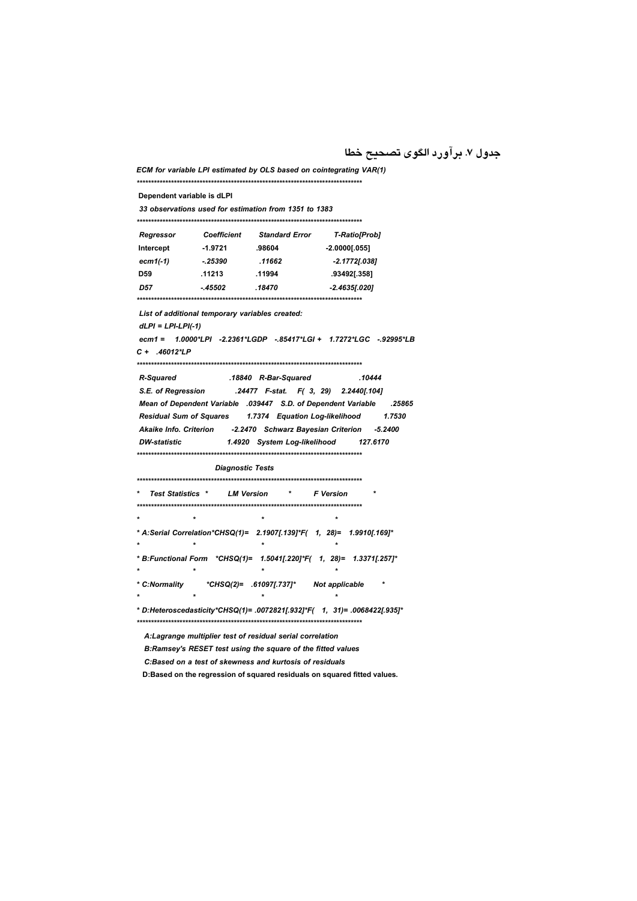### جدول ۷. برآورد الگوی تصحیح خطا

*ECM for variable LPI estimated by OLS based on cointegrating VAR(1)*

**Dependent variable is dLPI**

*33 observations used for estimation from 1351 to 1383*

| Regressor | Coefficient | Standard Error | T-Ratio[Prob] |
|---|---|---|---|
| Intercept | -1.9721 | .98604 | -2.0000[.055] |
| ecm1(-1) | -.25390 | .11662 | -2.1772[.038] |
| D59 | .11213 | .11994 | .93492[.358] |
| D57 | -.45502 | .18470 | -2.4635[.020] |

*List of additional temporary variables created:*

*dLPI = LPI-LPI(-1)*

*ecm1 = 1.0000*LPI -2.2361*LGDP -.85417*LGI + 1.7272*LGC -.92995*LBC + .46012*LP*

| | | | |
|---|---|---|---|
| R-Squared | .18840 | R-Bar-Squared | .10444 |
| S.E. of Regression | .24477 | F-stat. F( 3, 29) | 2.2440[.104] |
| Mean of Dependent Variable | .039447 | S.D. of Dependent Variable | .25865 |
| Residual Sum of Squares | 1.7374 | Equation Log-likelihood | 1.7530 |
| Akaike Info. Criterion | -2.2470 | Schwarz Bayesian Criterion | -5.2400 |
| DW-statistic | 1.4920 | System Log-likelihood | 127.6170 |

*Diagnostic Tests*

| Test Statistics | LM Version | F Version |
|---|---|---|
| A:Serial Correlation | CHSQ(1)= 2.1907[.139] | F( 1, 28)= 1.9910[.169] |
| B:Functional Form | CHSQ(1)= 1.5041[.220] | F( 1, 28)= 1.3371[.257] |
| C:Normality | CHSQ(2)= .61097[.737] | Not applicable |
| D:Heteroscedasticity | CHSQ(1)= .0072821[.932] | F( 1, 31)= .0068422[.935] |

*A:Lagrange multiplier test of residual serial correlation*

*B:Ramsey's RESET test using the square of the fitted values*

*C:Based on a test of skewness and kurtosis of residuals*

D:Based on the regression of squared residuals on squared fitted values.